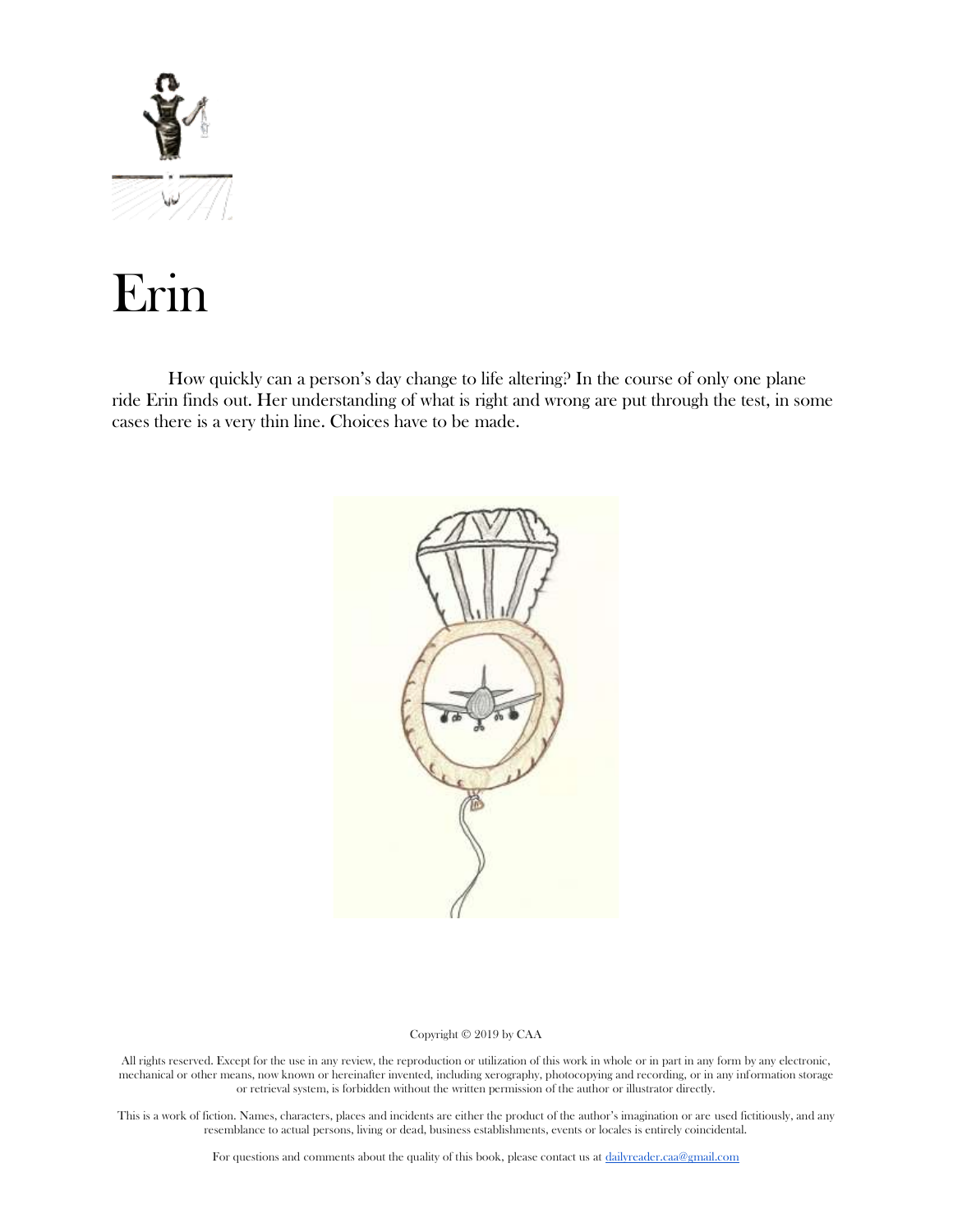# Erin

How quickly can a person's day change to life altering? In the course of only one plane ride Erin finds out. Her understanding of what is right and wrong are put through the test, in some cases there is a very thin line. Choices have to be made.

Copyright © 2019 by CAA

All rights reserved. Except for the use in any review, the reproduction or utilization of this work in whole or in part in any form by any electronic, mechanical or other means, now known or hereinafter invented, including xerography, photocopying and recording, or in any information storage or retrieval system, is forbidden without the written permission of the author or illustrator directly.

This is a work of fiction. Names, characters, places and incidents are either the product of the author's imagination or are used fictitiously, and any resemblance to actual persons, living or dead, business establishments, events or locales is entirely coincidental.

For questions and comments about the quality of this book, please contact us at dailyreader.caa@gmail.com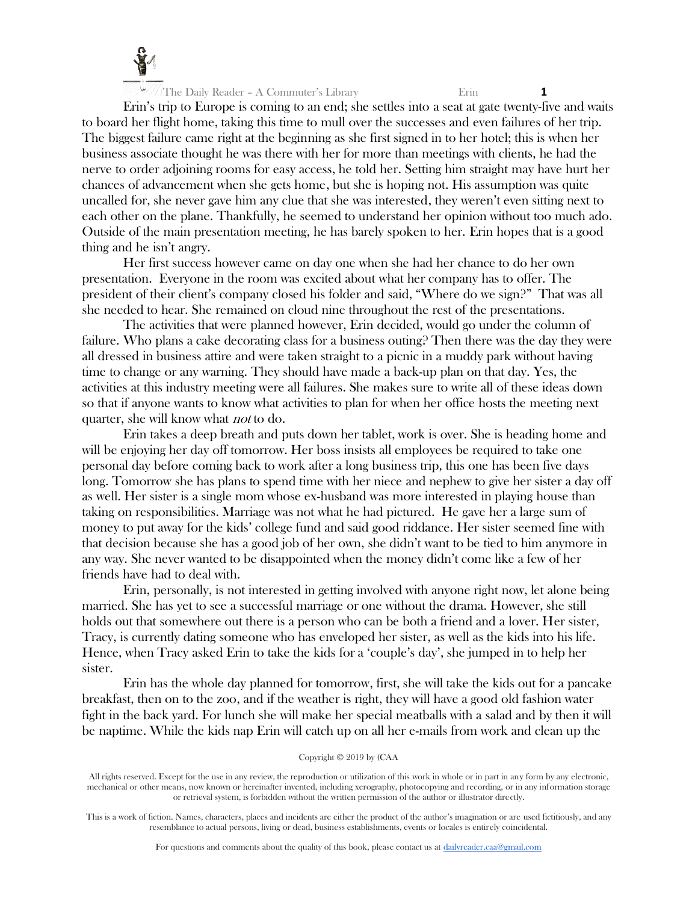Erin's trip to Europe is coming to an end; she settles into a seat at gate twenty-five and waits to board her flight home, taking this time to mull over the successes and even failures of her trip. The biggest failure came right at the beginning as she first signed in to her hotel; this is when her business associate thought he was there with her for more than meetings with clients, he had the nerve to order adjoining rooms for easy access, he told her. Setting him straight may have hurt her chances of advancement when she gets home, but she is hoping not. His assumption was quite uncalled for, she never gave him any clue that she was interested, they weren't even sitting next to each other on the plane. Thankfully, he seemed to understand her opinion without too much ado. Outside of the main presentation meeting, he has barely spoken to her. Erin hopes that is a good thing and he isn't angry.

Her first success however came on day one when she had her chance to do her own presentation. Everyone in the room was excited about what her company has to offer. The president of their client's company closed his folder and said, "Where do we sign?" That was all she needed to hear. She remained on cloud nine throughout the rest of the presentations.

The activities that were planned however, Erin decided, would go under the column of failure. Who plans a cake decorating class for a business outing? Then there was the day they were all dressed in business attire and were taken straight to a picnic in a muddy park without having time to change or any warning. They should have made a back-up plan on that day. Yes, the activities at this industry meeting were all failures. She makes sure to write all of these ideas down so that if anyone wants to know what activities to plan for when her office hosts the meeting next quarter, she will know what *not* to do.

Erin takes a deep breath and puts down her tablet, work is over. She is heading home and will be enjoying her day off tomorrow. Her boss insists all employees be required to take one personal day before coming back to work after a long business trip, this one has been five days long. Tomorrow she has plans to spend time with her niece and nephew to give her sister a day off as well. Her sister is a single mom whose ex-husband was more interested in playing house than taking on responsibilities. Marriage was not what he had pictured. He gave her a large sum of money to put away for the kids' college fund and said good riddance. Her sister seemed fine with that decision because she has a good job of her own, she didn't want to be tied to him anymore in any way. She never wanted to be disappointed when the money didn't come like a few of her friends have had to deal with.

Erin, personally, is not interested in getting involved with anyone right now, let alone being married. She has yet to see a successful marriage or one without the drama. However, she still holds out that somewhere out there is a person who can be both a friend and a lover. Her sister, Tracy, is currently dating someone who has enveloped her sister, as well as the kids into his life. Hence, when Tracy asked Erin to take the kids for a 'couple's day', she jumped in to help her sister.

Erin has the whole day planned for tomorrow, first, she will take the kids out for a pancake breakfast, then on to the zoo, and if the weather is right, they will have a good old fashion water fight in the back yard. For lunch she will make her special meatballs with a salad and by then it will be naptime. While the kids nap Erin will catch up on all her e-mails from work and clean up the

Copyright © 2019 by (CAA

All rights reserved. Except for the use in any review, the reproduction or utilization of this work in whole or in part in any form by any electronic, mechanical or other means, now known or hereinafter invented, including xerography, photocopying and recording, or in any information storage or retrieval system, is forbidden without the written permission of the author or illustrator directly.

This is a work of fiction. Names, characters, places and incidents are either the product of the author's imagination or are used fictitiously, and any resemblance to actual persons, living or dead, business establishments, events or locales is entirely coincidental.

For questions and comments about the quality of this book, please contact us at dailyreader.caa@gmail.com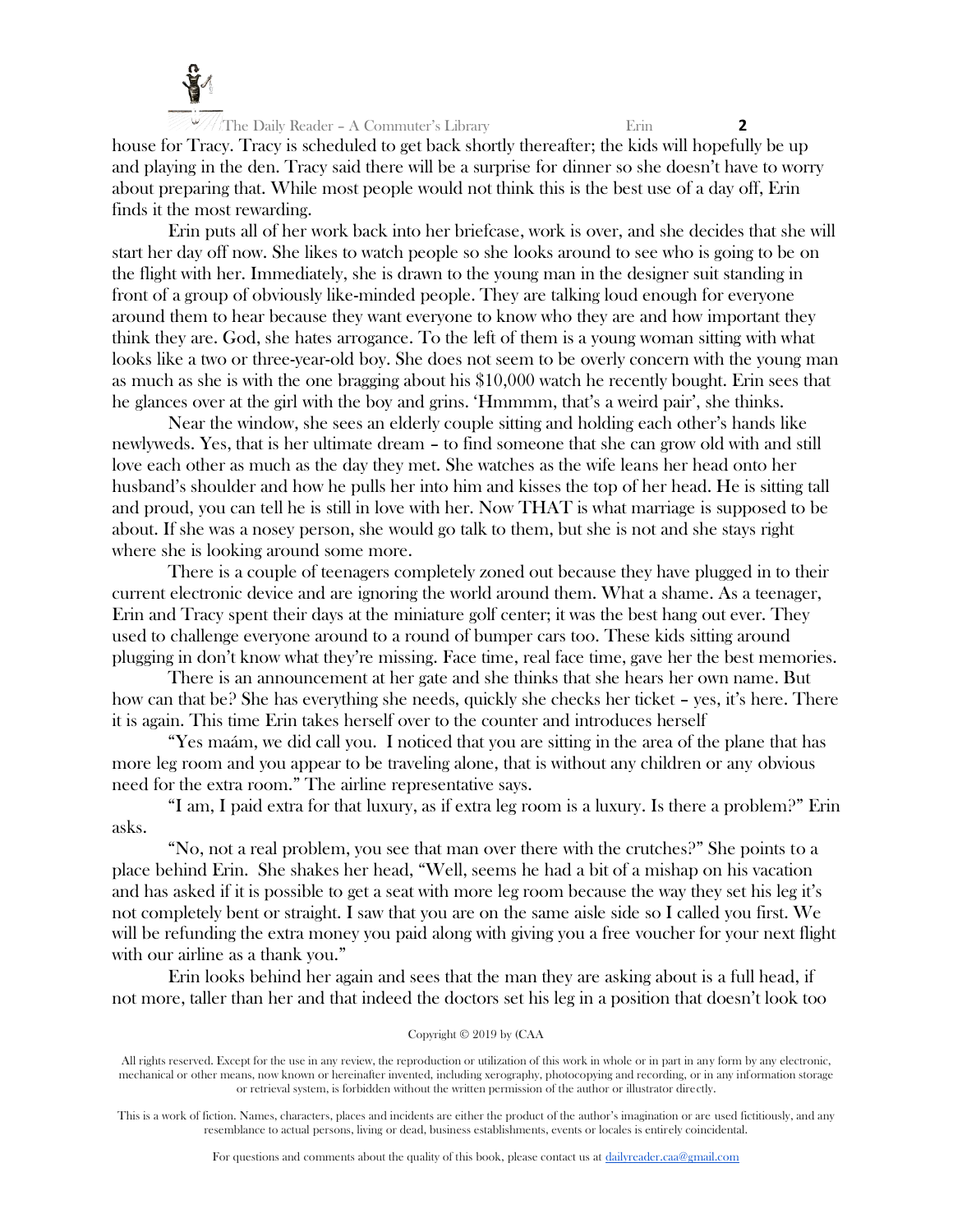house for Tracy. Tracy is scheduled to get back shortly thereafter; the kids will hopefully be up and playing in the den. Tracy said there will be a surprise for dinner so she doesn't have to worry about preparing that. While most people would not think this is the best use of a day off, Erin finds it the most rewarding.

Erin puts all of her work back into her briefcase, work is over, and she decides that she will start her day off now. She likes to watch people so she looks around to see who is going to be on the flight with her. Immediately, she is drawn to the young man in the designer suit standing in front of a group of obviously like-minded people. They are talking loud enough for everyone around them to hear because they want everyone to know who they are and how important they think they are. God, she hates arrogance. To the left of them is a young woman sitting with what looks like a two or three-year-old boy. She does not seem to be overly concern with the young man as much as she is with the one bragging about his $10,000 watch he recently bought. Erin sees that he glances over at the girl with the boy and grins. 'Hmmmm, that's a weird pair', she thinks.

Near the window, she sees an elderly couple sitting and holding each other's hands like newlyweds. Yes, that is her ultimate dream – to find someone that she can grow old with and still love each other as much as the day they met. She watches as the wife leans her head onto her husband's shoulder and how he pulls her into him and kisses the top of her head. He is sitting tall and proud, you can tell he is still in love with her. Now THAT is what marriage is supposed to be about. If she was a nosey person, she would go talk to them, but she is not and she stays right where she is looking around some more.

There is a couple of teenagers completely zoned out because they have plugged in to their current electronic device and are ignoring the world around them. What a shame. As a teenager, Erin and Tracy spent their days at the miniature golf center; it was the best hang out ever. They used to challenge everyone around to a round of bumper cars too. These kids sitting around plugging in don't know what they're missing. Face time, real face time, gave her the best memories.

There is an announcement at her gate and she thinks that she hears her own name. But how can that be? She has everything she needs, quickly she checks her ticket – yes, it's here. There it is again. This time Erin takes herself over to the counter and introduces herself

"Yes maám, we did call you. I noticed that you are sitting in the area of the plane that has more leg room and you appear to be traveling alone, that is without any children or any obvious need for the extra room." The airline representative says.

"I am, I paid extra for that luxury, as if extra leg room is a luxury. Is there a problem?" Erin asks.

"No, not a real problem, you see that man over there with the crutches?" She points to a place behind Erin. She shakes her head, "Well, seems he had a bit of a mishap on his vacation and has asked if it is possible to get a seat with more leg room because the way they set his leg it's not completely bent or straight. I saw that you are on the same aisle side so I called you first. We will be refunding the extra money you paid along with giving you a free voucher for your next flight with our airline as a thank you."

Erin looks behind her again and sees that the man they are asking about is a full head, if not more, taller than her and that indeed the doctors set his leg in a position that doesn't look too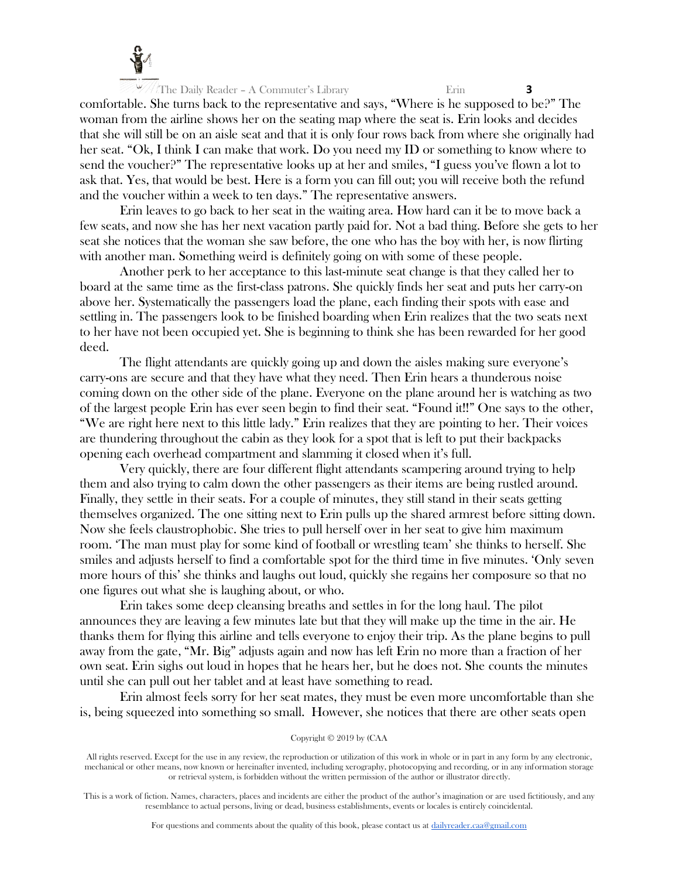comfortable. She turns back to the representative and says, "Where is he supposed to be?" The woman from the airline shows her on the seating map where the seat is. Erin looks and decides that she will still be on an aisle seat and that it is only four rows back from where she originally had her seat. "Ok, I think I can make that work. Do you need my ID or something to know where to send the voucher?" The representative looks up at her and smiles, "I guess you've flown a lot to ask that. Yes, that would be best. Here is a form you can fill out; you will receive both the refund and the voucher within a week to ten days." The representative answers.

Erin leaves to go back to her seat in the waiting area. How hard can it be to move back a few seats, and now she has her next vacation partly paid for. Not a bad thing. Before she gets to her seat she notices that the woman she saw before, the one who has the boy with her, is now flirting with another man. Something weird is definitely going on with some of these people.

Another perk to her acceptance to this last-minute seat change is that they called her to board at the same time as the first-class patrons. She quickly finds her seat and puts her carry-on above her. Systematically the passengers load the plane, each finding their spots with ease and settling in. The passengers look to be finished boarding when Erin realizes that the two seats next to her have not been occupied yet. She is beginning to think she has been rewarded for her good deed.

The flight attendants are quickly going up and down the aisles making sure everyone's carry-ons are secure and that they have what they need. Then Erin hears a thunderous noise coming down on the other side of the plane. Everyone on the plane around her is watching as two of the largest people Erin has ever seen begin to find their seat. "Found it!!" One says to the other, "We are right here next to this little lady." Erin realizes that they are pointing to her. Their voices are thundering throughout the cabin as they look for a spot that is left to put their backpacks opening each overhead compartment and slamming it closed when it's full.

Very quickly, there are four different flight attendants scampering around trying to help them and also trying to calm down the other passengers as their items are being rustled around. Finally, they settle in their seats. For a couple of minutes, they still stand in their seats getting themselves organized. The one sitting next to Erin pulls up the shared armrest before sitting down. Now she feels claustrophobic. She tries to pull herself over in her seat to give him maximum room. 'The man must play for some kind of football or wrestling team' she thinks to herself. She smiles and adjusts herself to find a comfortable spot for the third time in five minutes. 'Only seven more hours of this' she thinks and laughs out loud, quickly she regains her composure so that no one figures out what she is laughing about, or who.

Erin takes some deep cleansing breaths and settles in for the long haul. The pilot announces they are leaving a few minutes late but that they will make up the time in the air. He thanks them for flying this airline and tells everyone to enjoy their trip. As the plane begins to pull away from the gate, "Mr. Big" adjusts again and now has left Erin no more than a fraction of her own seat. Erin sighs out loud in hopes that he hears her, but he does not. She counts the minutes until she can pull out her tablet and at least have something to read.

Erin almost feels sorry for her seat mates, they must be even more uncomfortable than she is, being squeezed into something so small. However, she notices that there are other seats open

Copyright © 2019 by (CAA

All rights reserved. Except for the use in any review, the reproduction or utilization of this work in whole or in part in any form by any electronic, mechanical or other means, now known or hereinafter invented, including xerography, photocopying and recording, or in any information storage or retrieval system, is forbidden without the written permission of the author or illustrator directly.

This is a work of fiction. Names, characters, places and incidents are either the product of the author's imagination or are used fictitiously, and any resemblance to actual persons, living or dead, business establishments, events or locales is entirely coincidental.

For questions and comments about the quality of this book, please contact us at dailyreader.caa@gmail.com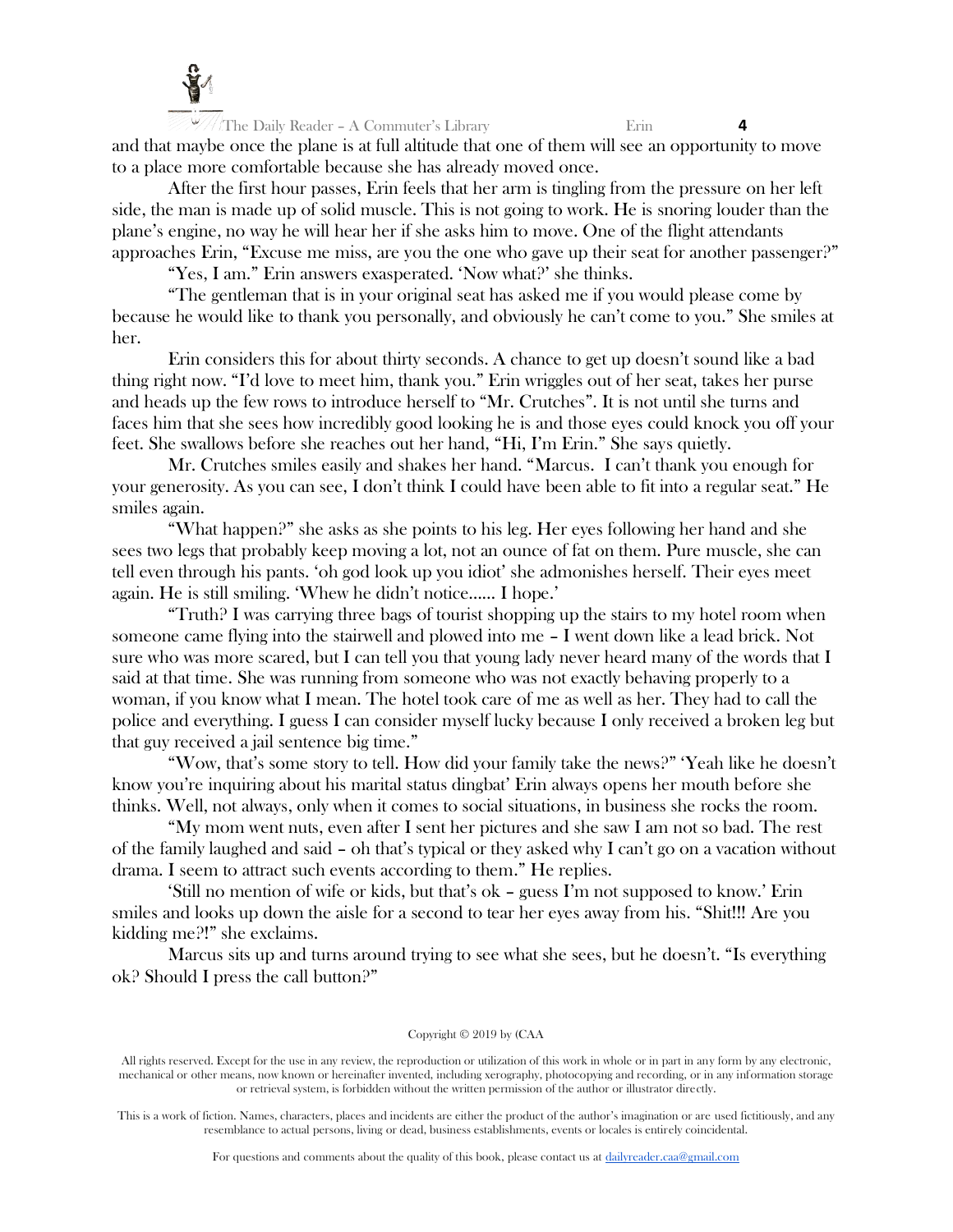and that maybe once the plane is at full altitude that one of them will see an opportunity to move to a place more comfortable because she has already moved once.

After the first hour passes, Erin feels that her arm is tingling from the pressure on her left side, the man is made up of solid muscle. This is not going to work. He is snoring louder than the plane's engine, no way he will hear her if she asks him to move. One of the flight attendants approaches Erin, "Excuse me miss, are you the one who gave up their seat for another passenger?"

"Yes, I am." Erin answers exasperated. 'Now what?' she thinks.

"The gentleman that is in your original seat has asked me if you would please come by because he would like to thank you personally, and obviously he can't come to you." She smiles at her.

Erin considers this for about thirty seconds. A chance to get up doesn't sound like a bad thing right now. "I'd love to meet him, thank you." Erin wriggles out of her seat, takes her purse and heads up the few rows to introduce herself to "Mr. Crutches". It is not until she turns and faces him that she sees how incredibly good looking he is and those eyes could knock you off your feet. She swallows before she reaches out her hand, "Hi, I'm Erin." She says quietly.

Mr. Crutches smiles easily and shakes her hand. "Marcus. I can't thank you enough for your generosity. As you can see, I don't think I could have been able to fit into a regular seat." He smiles again.

"What happen?" she asks as she points to his leg. Her eyes following her hand and she sees two legs that probably keep moving a lot, not an ounce of fat on them. Pure muscle, she can tell even through his pants. 'oh god look up you idiot' she admonishes herself. Their eyes meet again. He is still smiling. 'Whew he didn't notice...... I hope.'

"Truth? I was carrying three bags of tourist shopping up the stairs to my hotel room when someone came flying into the stairwell and plowed into me – I went down like a lead brick. Not sure who was more scared, but I can tell you that young lady never heard many of the words that I said at that time. She was running from someone who was not exactly behaving properly to a woman, if you know what I mean. The hotel took care of me as well as her. They had to call the police and everything. I guess I can consider myself lucky because I only received a broken leg but that guy received a jail sentence big time."

"Wow, that's some story to tell. How did your family take the news?" 'Yeah like he doesn't know you're inquiring about his marital status dingbat' Erin always opens her mouth before she thinks. Well, not always, only when it comes to social situations, in business she rocks the room.

"My mom went nuts, even after I sent her pictures and she saw I am not so bad. The rest of the family laughed and said – oh that's typical or they asked why I can't go on a vacation without drama. I seem to attract such events according to them." He replies.

'Still no mention of wife or kids, but that's ok – guess I'm not supposed to know.' Erin smiles and looks up down the aisle for a second to tear her eyes away from his. "Shit!!! Are you kidding me?!" she exclaims.

Marcus sits up and turns around trying to see what she sees, but he doesn't. "Is everything ok? Should I press the call button?"

Copyright © 2019 by (CAA

All rights reserved. Except for the use in any review, the reproduction or utilization of this work in whole or in part in any form by any electronic, mechanical or other means, now known or hereinafter invented, including xerography, photocopying and recording, or in any information storage or retrieval system, is forbidden without the written permission of the author or illustrator directly.

This is a work of fiction. Names, characters, places and incidents are either the product of the author's imagination or are used fictitiously, and any resemblance to actual persons, living or dead, business establishments, events or locales is entirely coincidental.

For questions and comments about the quality of this book, please contact us at dailyreader.caa@gmail.com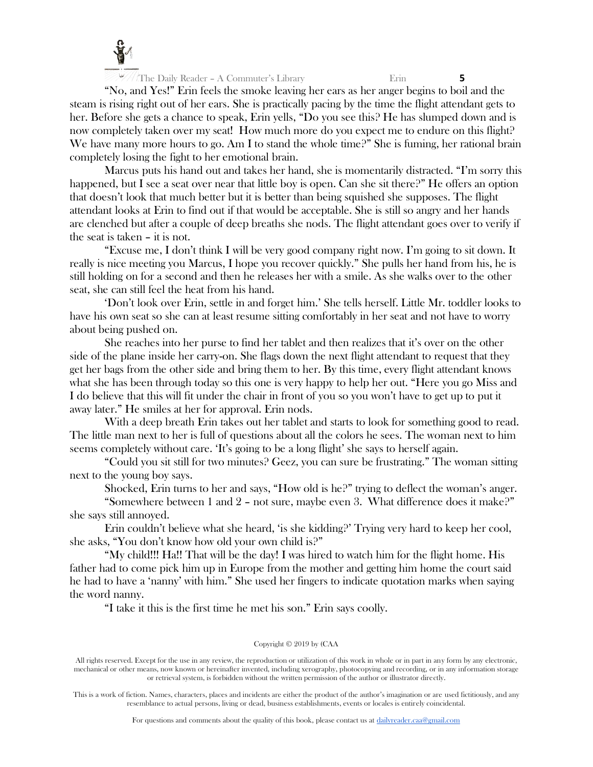"No, and Yes!" Erin feels the smoke leaving her ears as her anger begins to boil and the steam is rising right out of her ears. She is practically pacing by the time the flight attendant gets to her. Before she gets a chance to speak, Erin yells, "Do you see this? He has slumped down and is now completely taken over my seat! How much more do you expect me to endure on this flight? We have many more hours to go. Am I to stand the whole time?" She is fuming, her rational brain completely losing the fight to her emotional brain.

Marcus puts his hand out and takes her hand, she is momentarily distracted. "I'm sorry this happened, but I see a seat over near that little boy is open. Can she sit there?" He offers an option that doesn't look that much better but it is better than being squished she supposes. The flight attendant looks at Erin to find out if that would be acceptable. She is still so angry and her hands are clenched but after a couple of deep breaths she nods. The flight attendant goes over to verify if the seat is taken – it is not.

"Excuse me, I don't think I will be very good company right now. I'm going to sit down. It really is nice meeting you Marcus, I hope you recover quickly." She pulls her hand from his, he is still holding on for a second and then he releases her with a smile. As she walks over to the other seat, she can still feel the heat from his hand.

'Don't look over Erin, settle in and forget him.' She tells herself. Little Mr. toddler looks to have his own seat so she can at least resume sitting comfortably in her seat and not have to worry about being pushed on.

She reaches into her purse to find her tablet and then realizes that it's over on the other side of the plane inside her carry-on. She flags down the next flight attendant to request that they get her bags from the other side and bring them to her. By this time, every flight attendant knows what she has been through today so this one is very happy to help her out. "Here you go Miss and I do believe that this will fit under the chair in front of you so you won't have to get up to put it away later." He smiles at her for approval. Erin nods.

With a deep breath Erin takes out her tablet and starts to look for something good to read. The little man next to her is full of questions about all the colors he sees. The woman next to him seems completely without care. 'It's going to be a long flight' she says to herself again.

"Could you sit still for two minutes? Geez, you can sure be frustrating." The woman sitting next to the young boy says.

Shocked, Erin turns to her and says, "How old is he?" trying to deflect the woman's anger.

"Somewhere between 1 and 2 – not sure, maybe even 3. What difference does it make?" she says still annoyed.

Erin couldn't believe what she heard, 'is she kidding?' Trying very hard to keep her cool, she asks, "You don't know how old your own child is?"

"My child!!! Ha!! That will be the day! I was hired to watch him for the flight home. His father had to come pick him up in Europe from the mother and getting him home the court said he had to have a 'nanny' with him." She used her fingers to indicate quotation marks when saying the word nanny.

"I take it this is the first time he met his son." Erin says coolly.

Copyright © 2019 by (CAA

All rights reserved. Except for the use in any review, the reproduction or utilization of this work in whole or in part in any form by any electronic, mechanical or other means, now known or hereinafter invented, including xerography, photocopying and recording, or in any information storage or retrieval system, is forbidden without the written permission of the author or illustrator directly.

This is a work of fiction. Names, characters, places and incidents are either the product of the author's imagination or are used fictitiously, and any resemblance to actual persons, living or dead, business establishments, events or locales is entirely coincidental.

For questions and comments about the quality of this book, please contact us at dailyreader.caa@gmail.com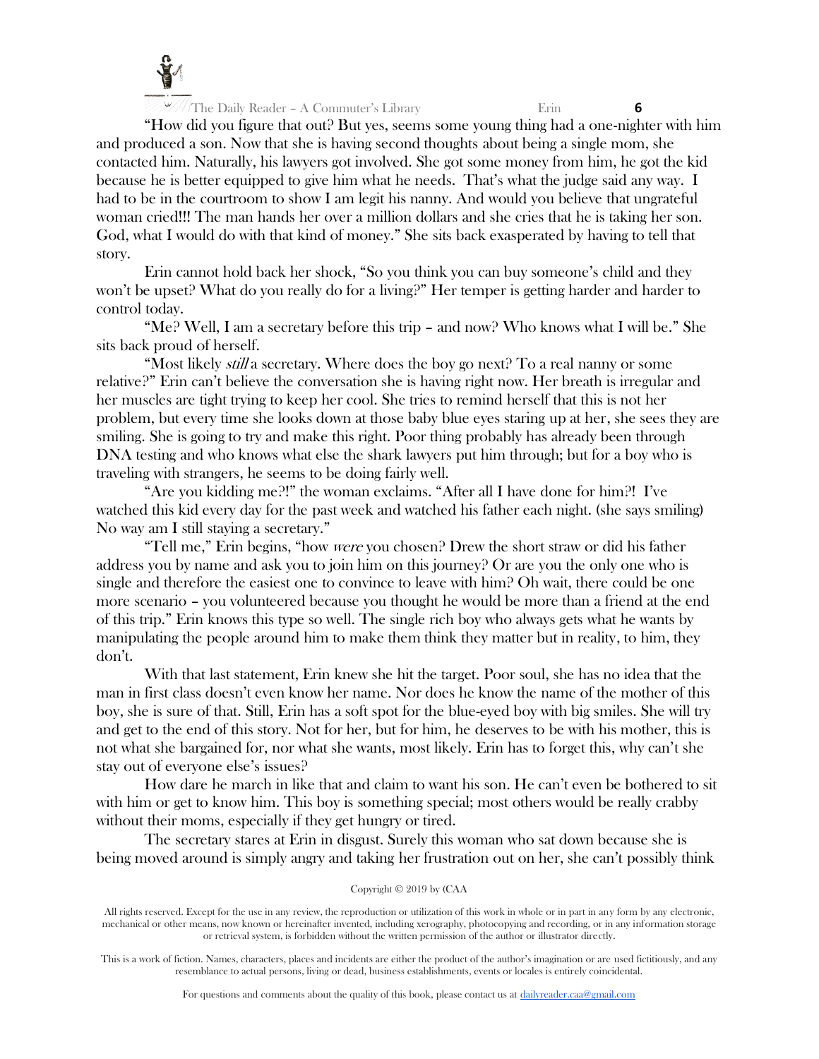"How did you figure that out? But yes, seems some young thing had a one-nighter with him and produced a son. Now that she is having second thoughts about being a single mom, she contacted him. Naturally, his lawyers got involved. She got some money from him, he got the kid because he is better equipped to give him what he needs. That's what the judge said any way. I had to be in the courtroom to show I am legit his nanny. And would you believe that ungrateful woman cried!!! The man hands her over a million dollars and she cries that he is taking her son. God, what I would do with that kind of money." She sits back exasperated by having to tell that story.

Erin cannot hold back her shock, "So you think you can buy someone's child and they won't be upset? What do you really do for a living?" Her temper is getting harder and harder to control today.

"Me? Well, I am a secretary before this trip – and now? Who knows what I will be." She sits back proud of herself.

"Most likely *still* a secretary. Where does the boy go next? To a real nanny or some relative?" Erin can't believe the conversation she is having right now. Her breath is irregular and her muscles are tight trying to keep her cool. She tries to remind herself that this is not her problem, but every time she looks down at those baby blue eyes staring up at her, she sees they are smiling. She is going to try and make this right. Poor thing probably has already been through DNA testing and who knows what else the shark lawyers put him through; but for a boy who is traveling with strangers, he seems to be doing fairly well.

"Are you kidding me?!" the woman exclaims. "After all I have done for him?! I've watched this kid every day for the past week and watched his father each night. (she says smiling) No way am I still staying a secretary."

"Tell me," Erin begins, "how *were* you chosen? Drew the short straw or did his father address you by name and ask you to join him on this journey? Or are you the only one who is single and therefore the easiest one to convince to leave with him? Oh wait, there could be one more scenario – you volunteered because you thought he would be more than a friend at the end of this trip." Erin knows this type so well. The single rich boy who always gets what he wants by manipulating the people around him to make them think they matter but in reality, to him, they don't.

With that last statement, Erin knew she hit the target. Poor soul, she has no idea that the man in first class doesn't even know her name. Nor does he know the name of the mother of this boy, she is sure of that. Still, Erin has a soft spot for the blue-eyed boy with big smiles. She will try and get to the end of this story. Not for her, but for him, he deserves to be with his mother, this is not what she bargained for, nor what she wants, most likely. Erin has to forget this, why can't she stay out of everyone else's issues?

How dare he march in like that and claim to want his son. He can't even be bothered to sit with him or get to know him. This boy is something special; most others would be really crabby without their moms, especially if they get hungry or tired.

The secretary stares at Erin in disgust. Surely this woman who sat down because she is being moved around is simply angry and taking her frustration out on her, she can't possibly think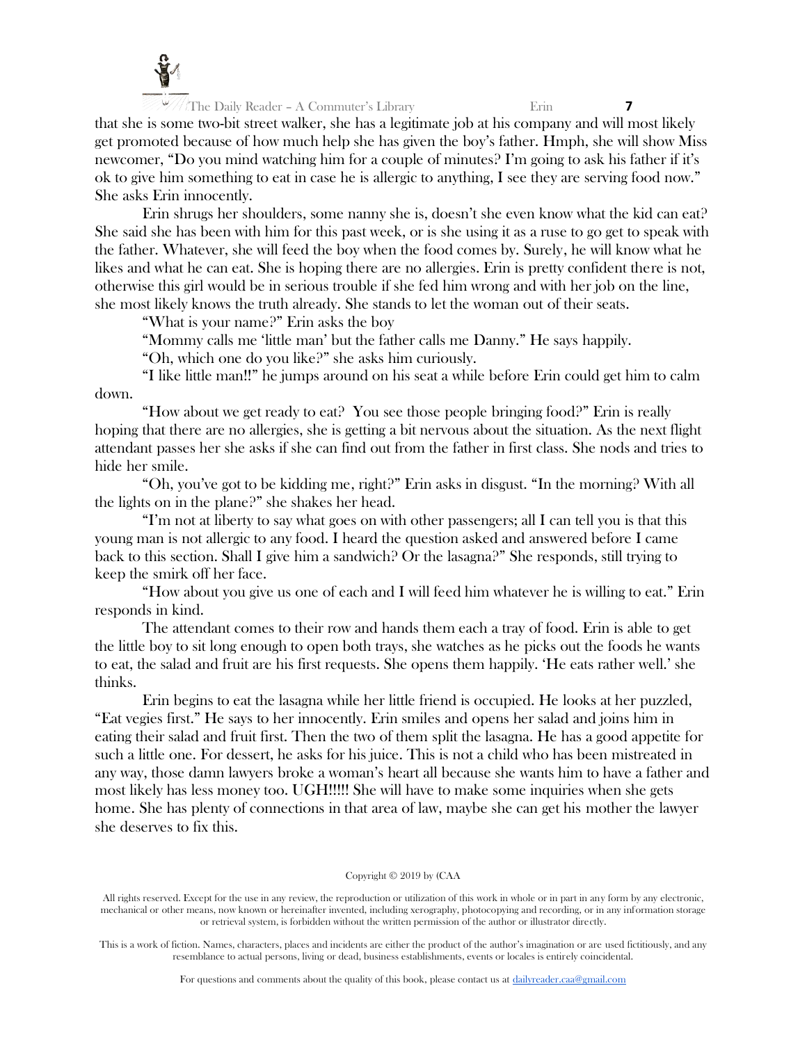that she is some two-bit street walker, she has a legitimate job at his company and will most likely get promoted because of how much help she has given the boy's father. Hmph, she will show Miss newcomer, "Do you mind watching him for a couple of minutes? I'm going to ask his father if it's ok to give him something to eat in case he is allergic to anything, I see they are serving food now." She asks Erin innocently.

Erin shrugs her shoulders, some nanny she is, doesn't she even know what the kid can eat? She said she has been with him for this past week, or is she using it as a ruse to go get to speak with the father. Whatever, she will feed the boy when the food comes by. Surely, he will know what he likes and what he can eat. She is hoping there are no allergies. Erin is pretty confident there is not, otherwise this girl would be in serious trouble if she fed him wrong and with her job on the line, she most likely knows the truth already. She stands to let the woman out of their seats.

"What is your name?" Erin asks the boy

"Mommy calls me 'little man' but the father calls me Danny." He says happily.

"Oh, which one do you like?" she asks him curiously.

"I like little man!!" he jumps around on his seat a while before Erin could get him to calm down.

"How about we get ready to eat? You see those people bringing food?" Erin is really hoping that there are no allergies, she is getting a bit nervous about the situation. As the next flight attendant passes her she asks if she can find out from the father in first class. She nods and tries to hide her smile.

"Oh, you've got to be kidding me, right?" Erin asks in disgust. "In the morning? With all the lights on in the plane?" she shakes her head.

"I'm not at liberty to say what goes on with other passengers; all I can tell you is that this young man is not allergic to any food. I heard the question asked and answered before I came back to this section. Shall I give him a sandwich? Or the lasagna?" She responds, still trying to keep the smirk off her face.

"How about you give us one of each and I will feed him whatever he is willing to eat." Erin responds in kind.

The attendant comes to their row and hands them each a tray of food. Erin is able to get the little boy to sit long enough to open both trays, she watches as he picks out the foods he wants to eat, the salad and fruit are his first requests. She opens them happily. 'He eats rather well.' she thinks.

Erin begins to eat the lasagna while her little friend is occupied. He looks at her puzzled, "Eat vegies first." He says to her innocently. Erin smiles and opens her salad and joins him in eating their salad and fruit first. Then the two of them split the lasagna. He has a good appetite for such a little one. For dessert, he asks for his juice. This is not a child who has been mistreated in any way, those damn lawyers broke a woman's heart all because she wants him to have a father and most likely has less money too. UGH!!!!! She will have to make some inquiries when she gets home. She has plenty of connections in that area of law, maybe she can get his mother the lawyer she deserves to fix this.

Copyright © 2019 by (CAA

All rights reserved. Except for the use in any review, the reproduction or utilization of this work in whole or in part in any form by any electronic, mechanical or other means, now known or hereinafter invented, including xerography, photocopying and recording, or in any information storage or retrieval system, is forbidden without the written permission of the author or illustrator directly.

This is a work of fiction. Names, characters, places and incidents are either the product of the author's imagination or are used fictitiously, and any resemblance to actual persons, living or dead, business establishments, events or locales is entirely coincidental.

For questions and comments about the quality of this book, please contact us at dailyreader.caa@gmail.com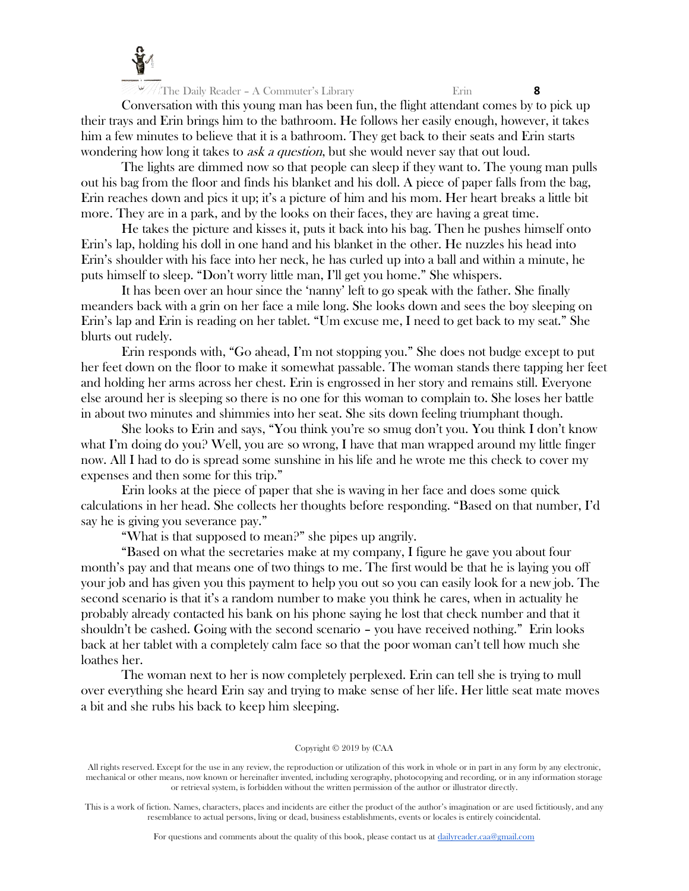Conversation with this young man has been fun, the flight attendant comes by to pick up their trays and Erin brings him to the bathroom. He follows her easily enough, however, it takes him a few minutes to believe that it is a bathroom. They get back to their seats and Erin starts wondering how long it takes to *ask a question*, but she would never say that out loud.

The lights are dimmed now so that people can sleep if they want to. The young man pulls out his bag from the floor and finds his blanket and his doll. A piece of paper falls from the bag, Erin reaches down and pics it up; it's a picture of him and his mom. Her heart breaks a little bit more. They are in a park, and by the looks on their faces, they are having a great time.

He takes the picture and kisses it, puts it back into his bag. Then he pushes himself onto Erin's lap, holding his doll in one hand and his blanket in the other. He nuzzles his head into Erin's shoulder with his face into her neck, he has curled up into a ball and within a minute, he puts himself to sleep. "Don't worry little man, I'll get you home." She whispers.

It has been over an hour since the 'nanny' left to go speak with the father. She finally meanders back with a grin on her face a mile long. She looks down and sees the boy sleeping on Erin's lap and Erin is reading on her tablet. "Um excuse me, I need to get back to my seat." She blurts out rudely.

Erin responds with, "Go ahead, I'm not stopping you." She does not budge except to put her feet down on the floor to make it somewhat passable. The woman stands there tapping her feet and holding her arms across her chest. Erin is engrossed in her story and remains still. Everyone else around her is sleeping so there is no one for this woman to complain to. She loses her battle in about two minutes and shimmies into her seat. She sits down feeling triumphant though.

She looks to Erin and says, "You think you're so smug don't you. You think I don't know what I'm doing do you? Well, you are so wrong, I have that man wrapped around my little finger now. All I had to do is spread some sunshine in his life and he wrote me this check to cover my expenses and then some for this trip."

Erin looks at the piece of paper that she is waving in her face and does some quick calculations in her head. She collects her thoughts before responding. "Based on that number, I'd say he is giving you severance pay."

"What is that supposed to mean?" she pipes up angrily.

"Based on what the secretaries make at my company, I figure he gave you about four month's pay and that means one of two things to me. The first would be that he is laying you off your job and has given you this payment to help you out so you can easily look for a new job. The second scenario is that it's a random number to make you think he cares, when in actuality he probably already contacted his bank on his phone saying he lost that check number and that it shouldn't be cashed. Going with the second scenario – you have received nothing." Erin looks back at her tablet with a completely calm face so that the poor woman can't tell how much she loathes her.

The woman next to her is now completely perplexed. Erin can tell she is trying to mull over everything she heard Erin say and trying to make sense of her life. Her little seat mate moves a bit and she rubs his back to keep him sleeping.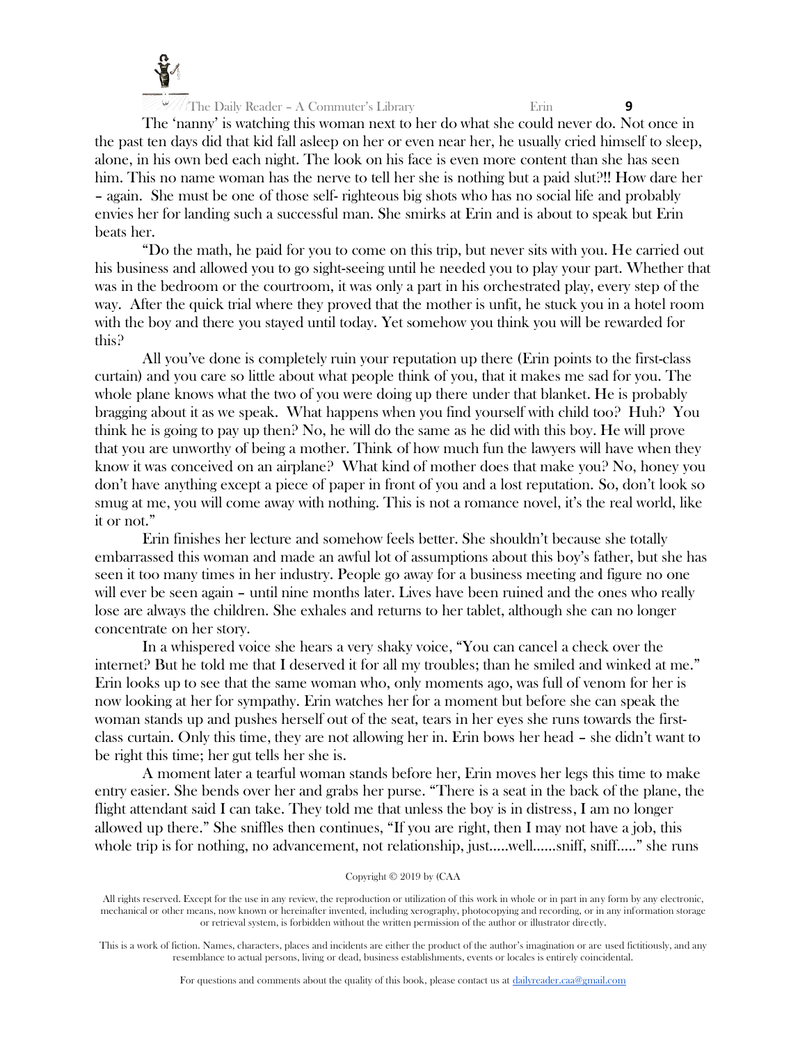The 'nanny' is watching this woman next to her do what she could never do. Not once in the past ten days did that kid fall asleep on her or even near her, he usually cried himself to sleep, alone, in his own bed each night. The look on his face is even more content than she has seen him. This no name woman has the nerve to tell her she is nothing but a paid slut?!! How dare her – again. She must be one of those self- righteous big shots who has no social life and probably envies her for landing such a successful man. She smirks at Erin and is about to speak but Erin beats her.

"Do the math, he paid for you to come on this trip, but never sits with you. He carried out his business and allowed you to go sight-seeing until he needed you to play your part. Whether that was in the bedroom or the courtroom, it was only a part in his orchestrated play, every step of the way. After the quick trial where they proved that the mother is unfit, he stuck you in a hotel room with the boy and there you stayed until today. Yet somehow you think you will be rewarded for this?

All you've done is completely ruin your reputation up there (Erin points to the first-class curtain) and you care so little about what people think of you, that it makes me sad for you. The whole plane knows what the two of you were doing up there under that blanket. He is probably bragging about it as we speak. What happens when you find yourself with child too? Huh? You think he is going to pay up then? No, he will do the same as he did with this boy. He will prove that you are unworthy of being a mother. Think of how much fun the lawyers will have when they know it was conceived on an airplane? What kind of mother does that make you? No, honey you don't have anything except a piece of paper in front of you and a lost reputation. So, don't look so smug at me, you will come away with nothing. This is not a romance novel, it's the real world, like it or not."

Erin finishes her lecture and somehow feels better. She shouldn't because she totally embarrassed this woman and made an awful lot of assumptions about this boy's father, but she has seen it too many times in her industry. People go away for a business meeting and figure no one will ever be seen again – until nine months later. Lives have been ruined and the ones who really lose are always the children. She exhales and returns to her tablet, although she can no longer concentrate on her story.

In a whispered voice she hears a very shaky voice, "You can cancel a check over the internet? But he told me that I deserved it for all my troubles; than he smiled and winked at me." Erin looks up to see that the same woman who, only moments ago, was full of venom for her is now looking at her for sympathy. Erin watches her for a moment but before she can speak the woman stands up and pushes herself out of the seat, tears in her eyes she runs towards the first-class curtain. Only this time, they are not allowing her in. Erin bows her head – she didn't want to be right this time; her gut tells her she is.

A moment later a tearful woman stands before her, Erin moves her legs this time to make entry easier. She bends over her and grabs her purse. "There is a seat in the back of the plane, the flight attendant said I can take. They told me that unless the boy is in distress, I am no longer allowed up there." She sniffles then continues, "If you are right, then I may not have a job, this whole trip is for nothing, no advancement, not relationship, just.....well......sniff, sniff....." she runs

Copyright © 2019 by (CAA

All rights reserved. Except for the use in any review, the reproduction or utilization of this work in whole or in part in any form by any electronic, mechanical or other means, now known or hereinafter invented, including xerography, photocopying and recording, or in any information storage or retrieval system, is forbidden without the written permission of the author or illustrator directly.

This is a work of fiction. Names, characters, places and incidents are either the product of the author's imagination or are used fictitiously, and any resemblance to actual persons, living or dead, business establishments, events or locales is entirely coincidental.

For questions and comments about the quality of this book, please contact us at dailyreader.caa@gmail.com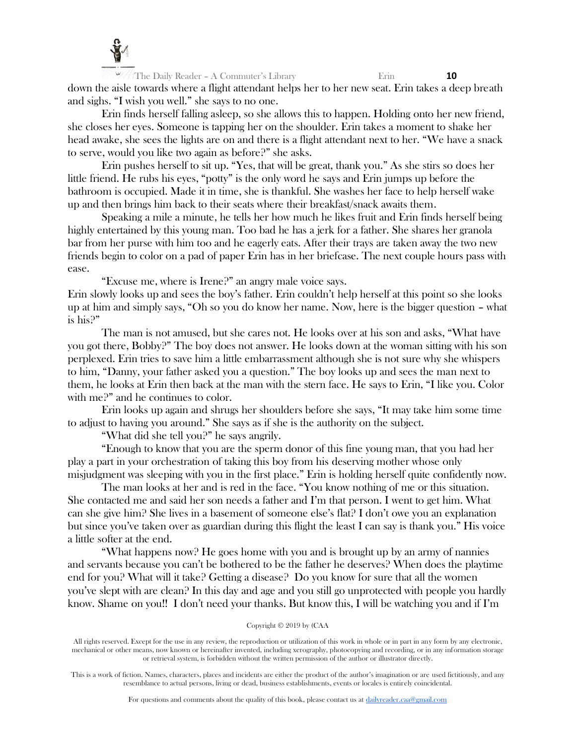down the aisle towards where a flight attendant helps her to her new seat. Erin takes a deep breath and sighs. "I wish you well." she says to no one.

Erin finds herself falling asleep, so she allows this to happen. Holding onto her new friend, she closes her eyes. Someone is tapping her on the shoulder. Erin takes a moment to shake her head awake, she sees the lights are on and there is a flight attendant next to her. "We have a snack to serve, would you like two again as before?" she asks.

Erin pushes herself to sit up. "Yes, that will be great, thank you." As she stirs so does her little friend. He rubs his eyes, "potty" is the only word he says and Erin jumps up before the bathroom is occupied. Made it in time, she is thankful. She washes her face to help herself wake up and then brings him back to their seats where their breakfast/snack awaits them.

Speaking a mile a minute, he tells her how much he likes fruit and Erin finds herself being highly entertained by this young man. Too bad he has a jerk for a father. She shares her granola bar from her purse with him too and he eagerly eats. After their trays are taken away the two new friends begin to color on a pad of paper Erin has in her briefcase. The next couple hours pass with ease.

"Excuse me, where is Irene?" an angry male voice says.

Erin slowly looks up and sees the boy's father. Erin couldn't help herself at this point so she looks up at him and simply says, "Oh so you do know her name. Now, here is the bigger question – what is his?"

The man is not amused, but she cares not. He looks over at his son and asks, "What have you got there, Bobby?" The boy does not answer. He looks down at the woman sitting with his son perplexed. Erin tries to save him a little embarrassment although she is not sure why she whispers to him, "Danny, your father asked you a question." The boy looks up and sees the man next to them, he looks at Erin then back at the man with the stern face. He says to Erin, "I like you. Color with me?" and he continues to color.

Erin looks up again and shrugs her shoulders before she says, "It may take him some time to adjust to having you around." She says as if she is the authority on the subject.

"What did she tell you?" he says angrily.

"Enough to know that you are the sperm donor of this fine young man, that you had her play a part in your orchestration of taking this boy from his deserving mother whose only misjudgment was sleeping with you in the first place." Erin is holding herself quite confidently now.

The man looks at her and is red in the face. "You know nothing of me or this situation. She contacted me and said her son needs a father and I'm that person. I went to get him. What can she give him? She lives in a basement of someone else's flat? I don't owe you an explanation but since you've taken over as guardian during this flight the least I can say is thank you." His voice a little softer at the end.

"What happens now? He goes home with you and is brought up by an army of nannies and servants because you can't be bothered to be the father he deserves? When does the playtime end for you? What will it take? Getting a disease? Do you know for sure that all the women you've slept with are clean? In this day and age and you still go unprotected with people you hardly know. Shame on you!! I don't need your thanks. But know this, I will be watching you and if I'm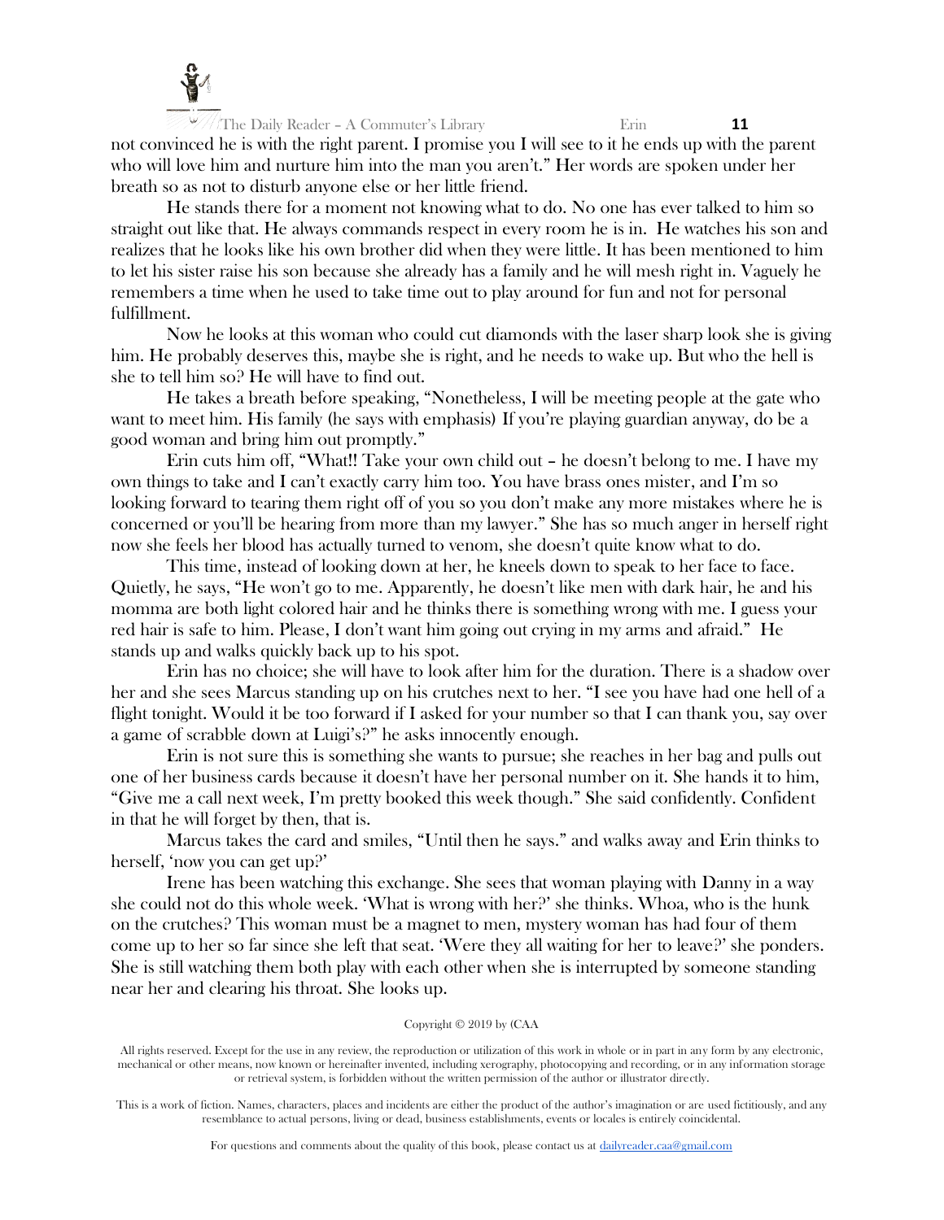not convinced he is with the right parent. I promise you I will see to it he ends up with the parent who will love him and nurture him into the man you aren't." Her words are spoken under her breath so as not to disturb anyone else or her little friend.

He stands there for a moment not knowing what to do. No one has ever talked to him so straight out like that. He always commands respect in every room he is in. He watches his son and realizes that he looks like his own brother did when they were little. It has been mentioned to him to let his sister raise his son because she already has a family and he will mesh right in. Vaguely he remembers a time when he used to take time out to play around for fun and not for personal fulfillment.

Now he looks at this woman who could cut diamonds with the laser sharp look she is giving him. He probably deserves this, maybe she is right, and he needs to wake up. But who the hell is she to tell him so? He will have to find out.

He takes a breath before speaking, "Nonetheless, I will be meeting people at the gate who want to meet him. His family (he says with emphasis) If you're playing guardian anyway, do be a good woman and bring him out promptly."

Erin cuts him off, "What!! Take your own child out – he doesn't belong to me. I have my own things to take and I can't exactly carry him too. You have brass ones mister, and I'm so looking forward to tearing them right off of you so you don't make any more mistakes where he is concerned or you'll be hearing from more than my lawyer." She has so much anger in herself right now she feels her blood has actually turned to venom, she doesn't quite know what to do.

This time, instead of looking down at her, he kneels down to speak to her face to face. Quietly, he says, "He won't go to me. Apparently, he doesn't like men with dark hair, he and his momma are both light colored hair and he thinks there is something wrong with me. I guess your red hair is safe to him. Please, I don't want him going out crying in my arms and afraid." He stands up and walks quickly back up to his spot.

Erin has no choice; she will have to look after him for the duration. There is a shadow over her and she sees Marcus standing up on his crutches next to her. "I see you have had one hell of a flight tonight. Would it be too forward if I asked for your number so that I can thank you, say over a game of scrabble down at Luigi's?" he asks innocently enough.

Erin is not sure this is something she wants to pursue; she reaches in her bag and pulls out one of her business cards because it doesn't have her personal number on it. She hands it to him, "Give me a call next week, I'm pretty booked this week though." She said confidently. Confident in that he will forget by then, that is.

Marcus takes the card and smiles, "Until then he says." and walks away and Erin thinks to herself, 'now you can get up?'

Irene has been watching this exchange. She sees that woman playing with Danny in a way she could not do this whole week. 'What is wrong with her?' she thinks. Whoa, who is the hunk on the crutches? This woman must be a magnet to men, mystery woman has had four of them come up to her so far since she left that seat. 'Were they all waiting for her to leave?' she ponders. She is still watching them both play with each other when she is interrupted by someone standing near her and clearing his throat. She looks up.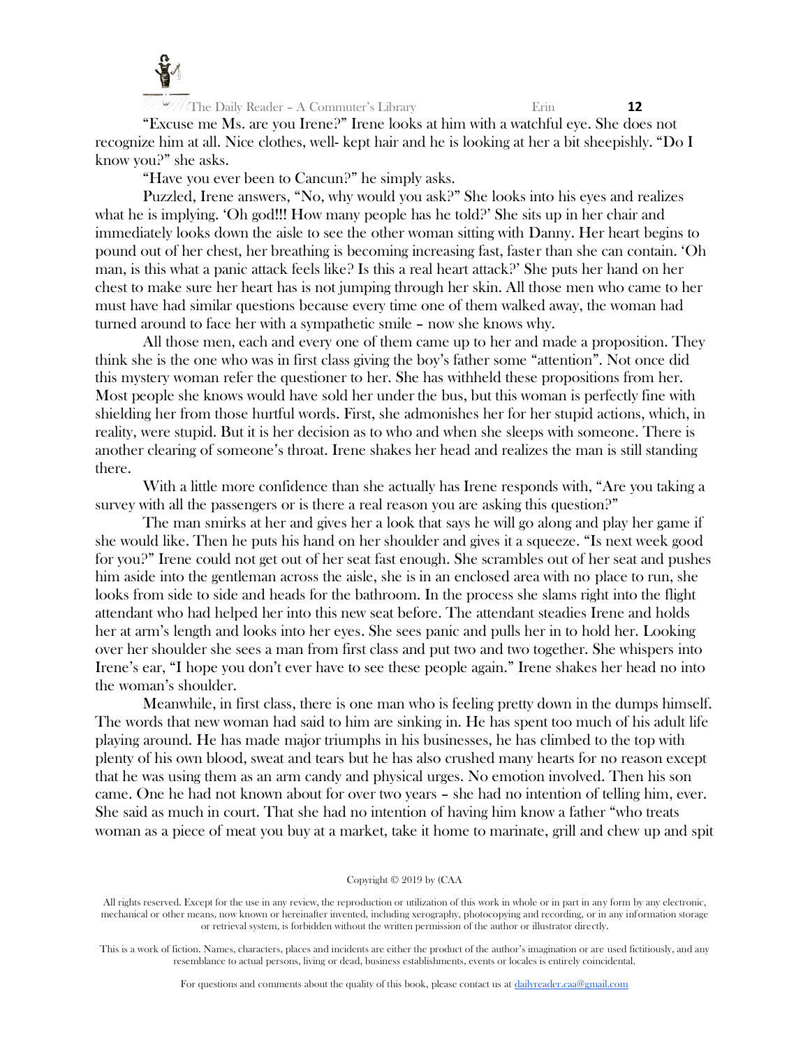"Excuse me Ms. are you Irene?" Irene looks at him with a watchful eye. She does not recognize him at all. Nice clothes, well- kept hair and he is looking at her a bit sheepishly. "Do I know you?" she asks.

"Have you ever been to Cancun?" he simply asks.

Puzzled, Irene answers, "No, why would you ask?" She looks into his eyes and realizes what he is implying. 'Oh god!!! How many people has he told?' She sits up in her chair and immediately looks down the aisle to see the other woman sitting with Danny. Her heart begins to pound out of her chest, her breathing is becoming increasing fast, faster than she can contain. 'Oh man, is this what a panic attack feels like? Is this a real heart attack?' She puts her hand on her chest to make sure her heart has is not jumping through her skin. All those men who came to her must have had similar questions because every time one of them walked away, the woman had turned around to face her with a sympathetic smile – now she knows why.

All those men, each and every one of them came up to her and made a proposition. They think she is the one who was in first class giving the boy's father some "attention". Not once did this mystery woman refer the questioner to her. She has withheld these propositions from her. Most people she knows would have sold her under the bus, but this woman is perfectly fine with shielding her from those hurtful words. First, she admonishes her for her stupid actions, which, in reality, were stupid. But it is her decision as to who and when she sleeps with someone. There is another clearing of someone's throat. Irene shakes her head and realizes the man is still standing there.

With a little more confidence than she actually has Irene responds with, "Are you taking a survey with all the passengers or is there a real reason you are asking this question?"

The man smirks at her and gives her a look that says he will go along and play her game if she would like. Then he puts his hand on her shoulder and gives it a squeeze. "Is next week good for you?" Irene could not get out of her seat fast enough. She scrambles out of her seat and pushes him aside into the gentleman across the aisle, she is in an enclosed area with no place to run, she looks from side to side and heads for the bathroom. In the process she slams right into the flight attendant who had helped her into this new seat before. The attendant steadies Irene and holds her at arm's length and looks into her eyes. She sees panic and pulls her in to hold her. Looking over her shoulder she sees a man from first class and put two and two together. She whispers into Irene's ear, "I hope you don't ever have to see these people again." Irene shakes her head no into the woman's shoulder.

Meanwhile, in first class, there is one man who is feeling pretty down in the dumps himself. The words that new woman had said to him are sinking in. He has spent too much of his adult life playing around. He has made major triumphs in his businesses, he has climbed to the top with plenty of his own blood, sweat and tears but he has also crushed many hearts for no reason except that he was using them as an arm candy and physical urges. No emotion involved. Then his son came. One he had not known about for over two years – she had no intention of telling him, ever. She said as much in court. That she had no intention of having him know a father "who treats woman as a piece of meat you buy at a market, take it home to marinate, grill and chew up and spit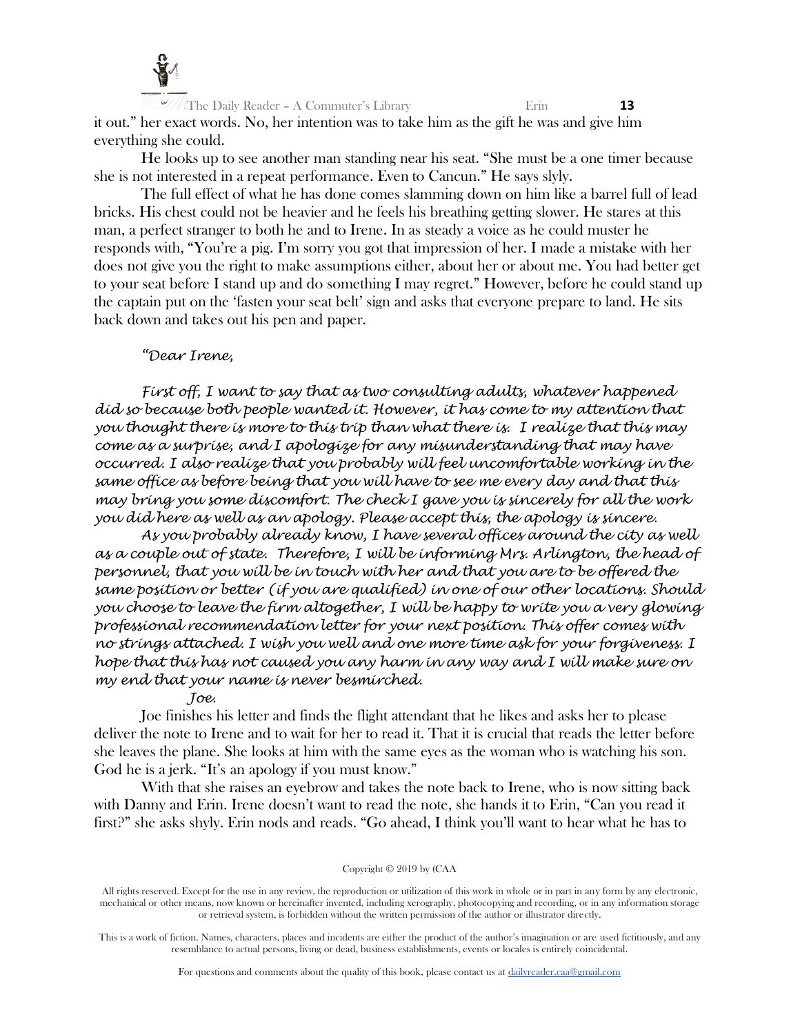it out." her exact words. No, her intention was to take him as the gift he was and give him everything she could.

He looks up to see another man standing near his seat. "She must be a one timer because she is not interested in a repeat performance. Even to Cancun." He says slyly.

The full effect of what he has done comes slamming down on him like a barrel full of lead bricks. His chest could not be heavier and he feels his breathing getting slower. He stares at this man, a perfect stranger to both he and to Irene. In as steady a voice as he could muster he responds with, "You're a pig. I'm sorry you got that impression of her. I made a mistake with her does not give you the right to make assumptions either, about her or about me. You had better get to your seat before I stand up and do something I may regret." However, before he could stand up the captain put on the 'fasten your seat belt' sign and asks that everyone prepare to land. He sits back down and takes out his pen and paper.

*"Dear Irene,*

*First off, I want to say that as two consulting adults, whatever happened did so because both people wanted it. However, it has come to my attention that you thought there is more to this trip than what there is. I realize that this may come as a surprise, and I apologize for any misunderstanding that may have occurred. I also realize that you probably will feel uncomfortable working in the same office as before being that you will have to see me every day and that this may bring you some discomfort. The check I gave you is sincerely for all the work you did here as well as an apology. Please accept this, the apology is sincere.*

*As you probably already know, I have several offices around the city as well as a couple out of state. Therefore, I will be informing Mrs. Arlington, the head of personnel, that you will be in touch with her and that you are to be offered the same position or better (if you are qualified) in one of our other locations. Should you choose to leave the firm altogether, I will be happy to write you a very glowing professional recommendation letter for your next position. This offer comes with no strings attached. I wish you well and one more time ask for your forgiveness. I hope that this has not caused you any harm in any way and I will make sure on my end that your name is never besmirched.*

*Joe.*

Joe finishes his letter and finds the flight attendant that he likes and asks her to please deliver the note to Irene and to wait for her to read it. That it is crucial that reads the letter before she leaves the plane. She looks at him with the same eyes as the woman who is watching his son. God he is a jerk. "It's an apology if you must know."

With that she raises an eyebrow and takes the note back to Irene, who is now sitting back with Danny and Erin. Irene doesn't want to read the note, she hands it to Erin, "Can you read it first?" she asks shyly. Erin nods and reads. "Go ahead, I think you'll want to hear what he has to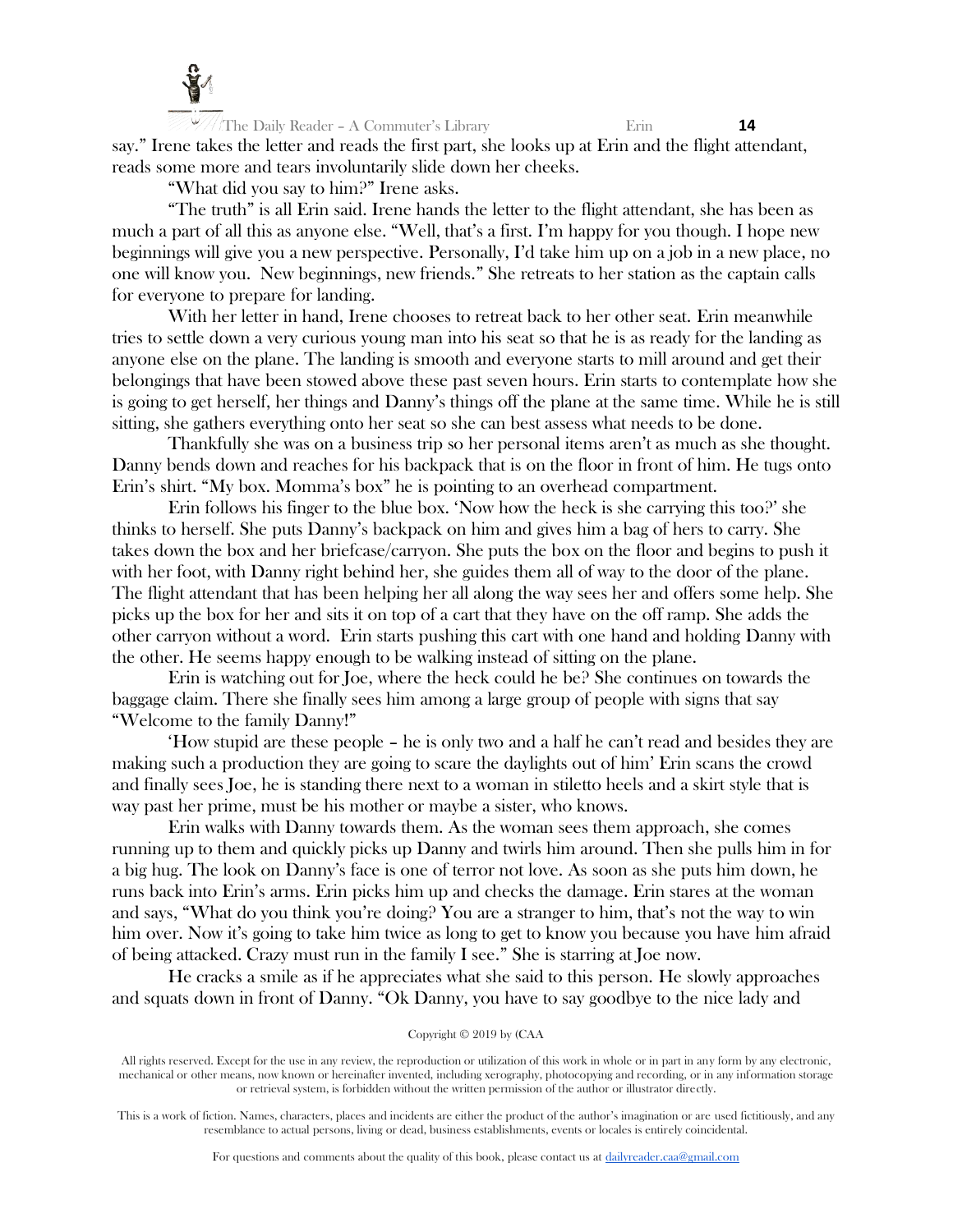say." Irene takes the letter and reads the first part, she looks up at Erin and the flight attendant, reads some more and tears involuntarily slide down her cheeks.

"What did you say to him?" Irene asks.

"The truth" is all Erin said. Irene hands the letter to the flight attendant, she has been as much a part of all this as anyone else. "Well, that's a first. I'm happy for you though. I hope new beginnings will give you a new perspective. Personally, I'd take him up on a job in a new place, no one will know you. New beginnings, new friends." She retreats to her station as the captain calls for everyone to prepare for landing.

With her letter in hand, Irene chooses to retreat back to her other seat. Erin meanwhile tries to settle down a very curious young man into his seat so that he is as ready for the landing as anyone else on the plane. The landing is smooth and everyone starts to mill around and get their belongings that have been stowed above these past seven hours. Erin starts to contemplate how she is going to get herself, her things and Danny's things off the plane at the same time. While he is still sitting, she gathers everything onto her seat so she can best assess what needs to be done.

Thankfully she was on a business trip so her personal items aren't as much as she thought. Danny bends down and reaches for his backpack that is on the floor in front of him. He tugs onto Erin's shirt. "My box. Momma's box" he is pointing to an overhead compartment.

Erin follows his finger to the blue box. 'Now how the heck is she carrying this too?' she thinks to herself. She puts Danny's backpack on him and gives him a bag of hers to carry. She takes down the box and her briefcase/carryon. She puts the box on the floor and begins to push it with her foot, with Danny right behind her, she guides them all of way to the door of the plane. The flight attendant that has been helping her all along the way sees her and offers some help. She picks up the box for her and sits it on top of a cart that they have on the off ramp. She adds the other carryon without a word. Erin starts pushing this cart with one hand and holding Danny with the other. He seems happy enough to be walking instead of sitting on the plane.

Erin is watching out for Joe, where the heck could he be? She continues on towards the baggage claim. There she finally sees him among a large group of people with signs that say "Welcome to the family Danny!"

'How stupid are these people – he is only two and a half he can't read and besides they are making such a production they are going to scare the daylights out of him' Erin scans the crowd and finally sees Joe, he is standing there next to a woman in stiletto heels and a skirt style that is way past her prime, must be his mother or maybe a sister, who knows.

Erin walks with Danny towards them. As the woman sees them approach, she comes running up to them and quickly picks up Danny and twirls him around. Then she pulls him in for a big hug. The look on Danny's face is one of terror not love. As soon as she puts him down, he runs back into Erin's arms. Erin picks him up and checks the damage. Erin stares at the woman and says, "What do you think you're doing? You are a stranger to him, that's not the way to win him over. Now it's going to take him twice as long to get to know you because you have him afraid of being attacked. Crazy must run in the family I see." She is starring at Joe now.

He cracks a smile as if he appreciates what she said to this person. He slowly approaches and squats down in front of Danny. "Ok Danny, you have to say goodbye to the nice lady and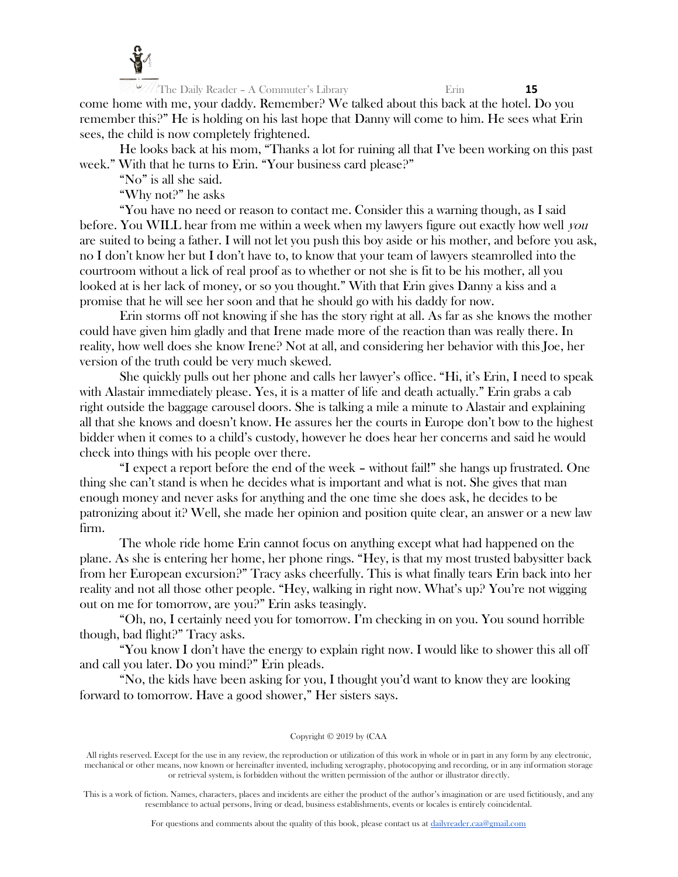come home with me, your daddy. Remember? We talked about this back at the hotel. Do you remember this?" He is holding on his last hope that Danny will come to him. He sees what Erin sees, the child is now completely frightened.

He looks back at his mom, "Thanks a lot for ruining all that I've been working on this past week." With that he turns to Erin. "Your business card please?"

"No" is all she said.

"Why not?" he asks

"You have no need or reason to contact me. Consider this a warning though, as I said before. You WILL hear from me within a week when my lawyers figure out exactly how well *you* are suited to being a father. I will not let you push this boy aside or his mother, and before you ask, no I don't know her but I don't have to, to know that your team of lawyers steamrolled into the courtroom without a lick of real proof as to whether or not she is fit to be his mother, all you looked at is her lack of money, or so you thought." With that Erin gives Danny a kiss and a promise that he will see her soon and that he should go with his daddy for now.

Erin storms off not knowing if she has the story right at all. As far as she knows the mother could have given him gladly and that Irene made more of the reaction than was really there. In reality, how well does she know Irene? Not at all, and considering her behavior with this Joe, her version of the truth could be very much skewed.

She quickly pulls out her phone and calls her lawyer's office. "Hi, it's Erin, I need to speak with Alastair immediately please. Yes, it is a matter of life and death actually." Erin grabs a cab right outside the baggage carousel doors. She is talking a mile a minute to Alastair and explaining all that she knows and doesn't know. He assures her the courts in Europe don't bow to the highest bidder when it comes to a child's custody, however he does hear her concerns and said he would check into things with his people over there.

"I expect a report before the end of the week – without fail!" she hangs up frustrated. One thing she can't stand is when he decides what is important and what is not. She gives that man enough money and never asks for anything and the one time she does ask, he decides to be patronizing about it? Well, she made her opinion and position quite clear, an answer or a new law firm.

The whole ride home Erin cannot focus on anything except what had happened on the plane. As she is entering her home, her phone rings. "Hey, is that my most trusted babysitter back from her European excursion?" Tracy asks cheerfully. This is what finally tears Erin back into her reality and not all those other people. "Hey, walking in right now. What's up? You're not wigging out on me for tomorrow, are you?" Erin asks teasingly.

"Oh, no, I certainly need you for tomorrow. I'm checking in on you. You sound horrible though, bad flight?" Tracy asks.

"You know I don't have the energy to explain right now. I would like to shower this all off and call you later. Do you mind?" Erin pleads.

"No, the kids have been asking for you, I thought you'd want to know they are looking forward to tomorrow. Have a good shower," Her sisters says.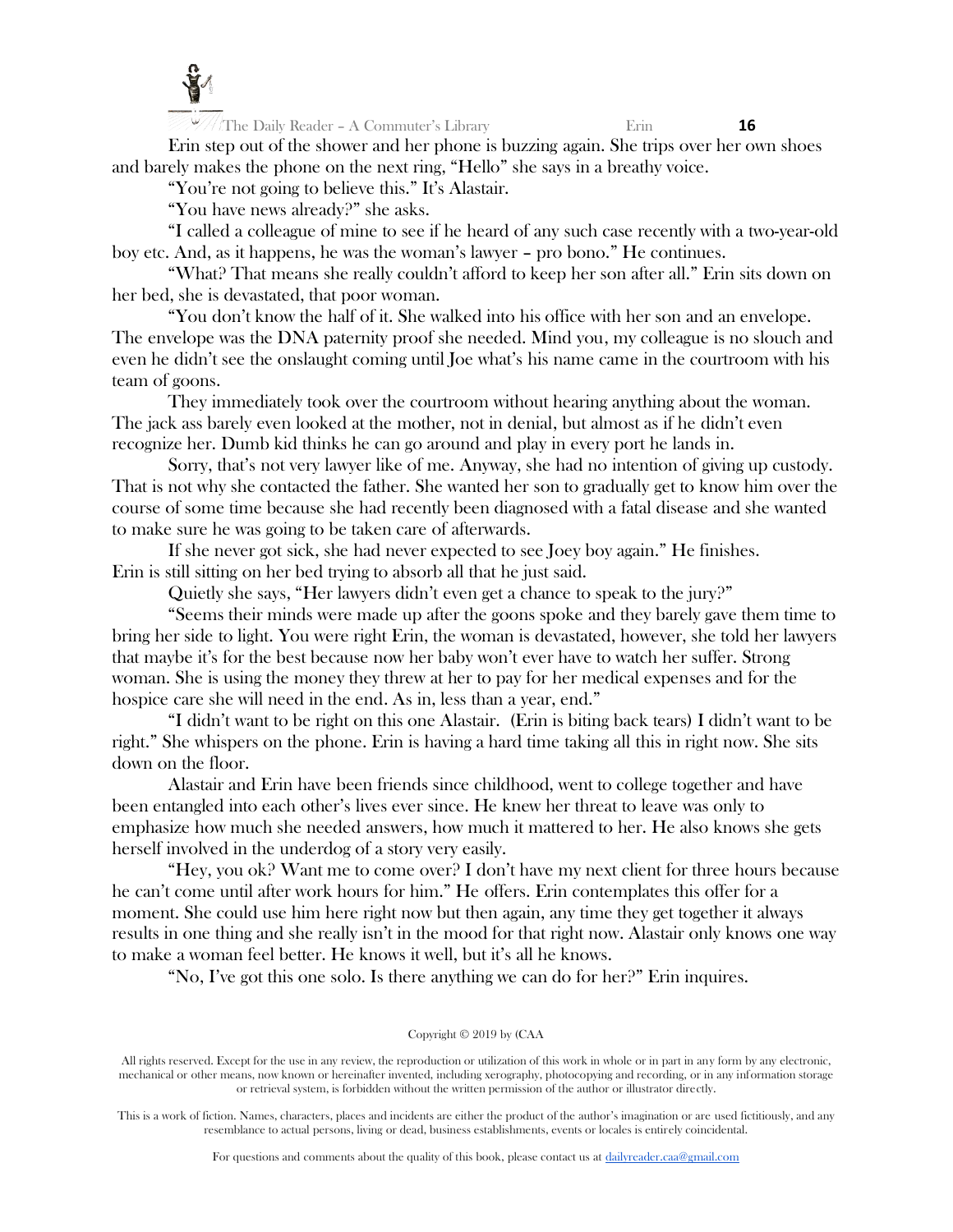Erin step out of the shower and her phone is buzzing again. She trips over her own shoes and barely makes the phone on the next ring, "Hello" she says in a breathy voice.

"You're not going to believe this." It's Alastair.

"You have news already?" she asks.

"I called a colleague of mine to see if he heard of any such case recently with a two-year-old boy etc. And, as it happens, he was the woman's lawyer – pro bono." He continues.

"What? That means she really couldn't afford to keep her son after all." Erin sits down on her bed, she is devastated, that poor woman.

"You don't know the half of it. She walked into his office with her son and an envelope. The envelope was the DNA paternity proof she needed. Mind you, my colleague is no slouch and even he didn't see the onslaught coming until Joe what's his name came in the courtroom with his team of goons.

They immediately took over the courtroom without hearing anything about the woman. The jack ass barely even looked at the mother, not in denial, but almost as if he didn't even recognize her. Dumb kid thinks he can go around and play in every port he lands in.

Sorry, that's not very lawyer like of me. Anyway, she had no intention of giving up custody. That is not why she contacted the father. She wanted her son to gradually get to know him over the course of some time because she had recently been diagnosed with a fatal disease and she wanted to make sure he was going to be taken care of afterwards.

If she never got sick, she had never expected to see Joey boy again." He finishes.
Erin is still sitting on her bed trying to absorb all that he just said.

Quietly she says, "Her lawyers didn't even get a chance to speak to the jury?"

"Seems their minds were made up after the goons spoke and they barely gave them time to bring her side to light. You were right Erin, the woman is devastated, however, she told her lawyers that maybe it's for the best because now her baby won't ever have to watch her suffer. Strong woman. She is using the money they threw at her to pay for her medical expenses and for the hospice care she will need in the end. As in, less than a year, end."

"I didn't want to be right on this one Alastair. (Erin is biting back tears) I didn't want to be right." She whispers on the phone. Erin is having a hard time taking all this in right now. She sits down on the floor.

Alastair and Erin have been friends since childhood, went to college together and have been entangled into each other's lives ever since. He knew her threat to leave was only to emphasize how much she needed answers, how much it mattered to her. He also knows she gets herself involved in the underdog of a story very easily.

"Hey, you ok? Want me to come over? I don't have my next client for three hours because he can't come until after work hours for him." He offers. Erin contemplates this offer for a moment. She could use him here right now but then again, any time they get together it always results in one thing and she really isn't in the mood for that right now. Alastair only knows one way to make a woman feel better. He knows it well, but it's all he knows.

"No, I've got this one solo. Is there anything we can do for her?" Erin inquires.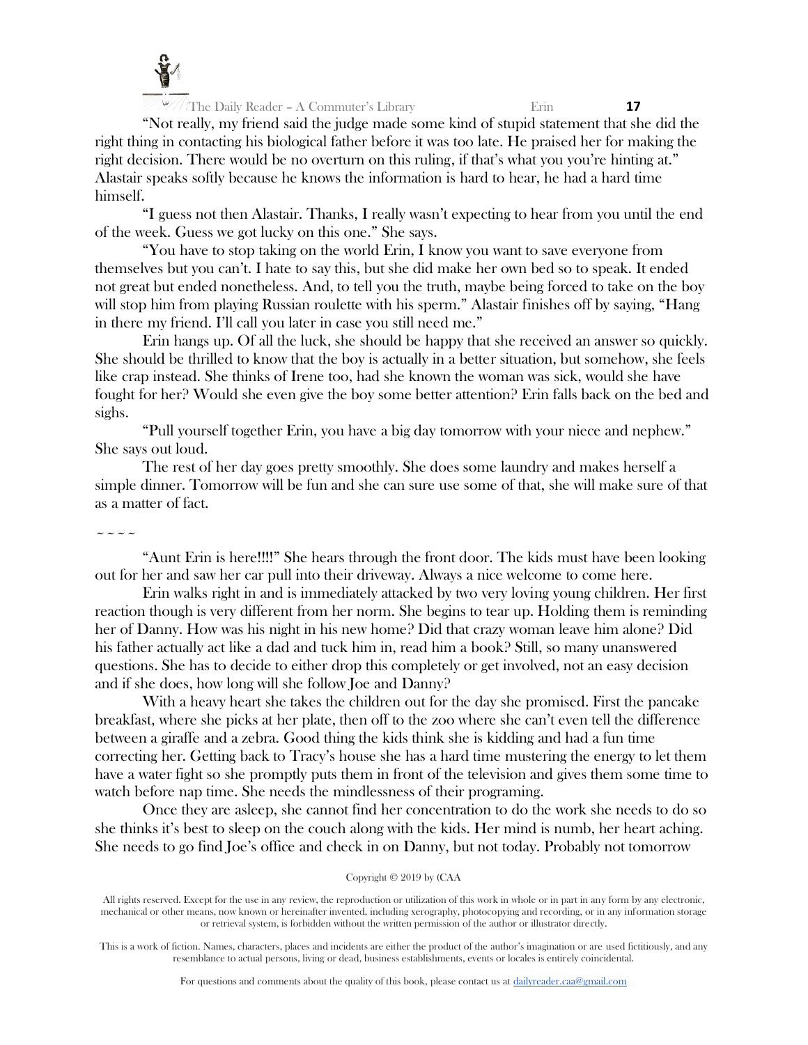"Not really, my friend said the judge made some kind of stupid statement that she did the right thing in contacting his biological father before it was too late. He praised her for making the right decision. There would be no overturn on this ruling, if that's what you you're hinting at." Alastair speaks softly because he knows the information is hard to hear, he had a hard time himself.

"I guess not then Alastair. Thanks, I really wasn't expecting to hear from you until the end of the week. Guess we got lucky on this one." She says.

"You have to stop taking on the world Erin, I know you want to save everyone from themselves but you can't. I hate to say this, but she did make her own bed so to speak. It ended not great but ended nonetheless. And, to tell you the truth, maybe being forced to take on the boy will stop him from playing Russian roulette with his sperm." Alastair finishes off by saying, "Hang in there my friend. I'll call you later in case you still need me."

Erin hangs up. Of all the luck, she should be happy that she received an answer so quickly. She should be thrilled to know that the boy is actually in a better situation, but somehow, she feels like crap instead. She thinks of Irene too, had she known the woman was sick, would she have fought for her? Would she even give the boy some better attention? Erin falls back on the bed and sighs.

"Pull yourself together Erin, you have a big day tomorrow with your niece and nephew." She says out loud.

The rest of her day goes pretty smoothly. She does some laundry and makes herself a simple dinner. Tomorrow will be fun and she can sure use some of that, she will make sure of that as a matter of fact.

~ ~ ~ ~

"Aunt Erin is here!!!!" She hears through the front door. The kids must have been looking out for her and saw her car pull into their driveway. Always a nice welcome to come here.

Erin walks right in and is immediately attacked by two very loving young children. Her first reaction though is very different from her norm. She begins to tear up. Holding them is reminding her of Danny. How was his night in his new home? Did that crazy woman leave him alone? Did his father actually act like a dad and tuck him in, read him a book? Still, so many unanswered questions. She has to decide to either drop this completely or get involved, not an easy decision and if she does, how long will she follow Joe and Danny?

With a heavy heart she takes the children out for the day she promised. First the pancake breakfast, where she picks at her plate, then off to the zoo where she can't even tell the difference between a giraffe and a zebra. Good thing the kids think she is kidding and had a fun time correcting her. Getting back to Tracy's house she has a hard time mustering the energy to let them have a water fight so she promptly puts them in front of the television and gives them some time to watch before nap time. She needs the mindlessness of their programing.

Once they are asleep, she cannot find her concentration to do the work she needs to do so she thinks it's best to sleep on the couch along with the kids. Her mind is numb, her heart aching. She needs to go find Joe's office and check in on Danny, but not today. Probably not tomorrow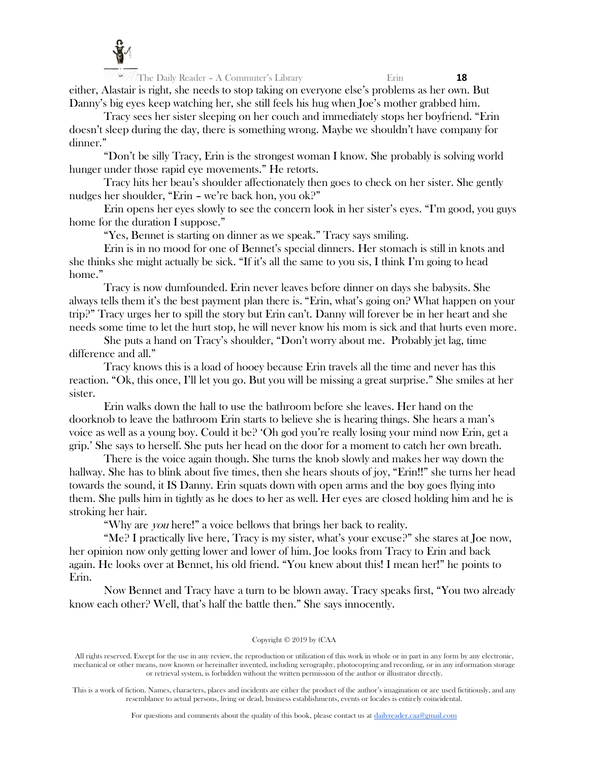either, Alastair is right, she needs to stop taking on everyone else's problems as her own. But Danny's big eyes keep watching her, she still feels his hug when Joe's mother grabbed him.

Tracy sees her sister sleeping on her couch and immediately stops her boyfriend. "Erin doesn't sleep during the day, there is something wrong. Maybe we shouldn't have company for dinner."

"Don't be silly Tracy, Erin is the strongest woman I know. She probably is solving world hunger under those rapid eye movements." He retorts.

Tracy hits her beau's shoulder affectionately then goes to check on her sister. She gently nudges her shoulder, "Erin – we're back hon, you ok?"

Erin opens her eyes slowly to see the concern look in her sister's eyes. "I'm good, you guys home for the duration I suppose."

"Yes, Bennet is starting on dinner as we speak." Tracy says smiling.

Erin is in no mood for one of Bennet's special dinners. Her stomach is still in knots and she thinks she might actually be sick. "If it's all the same to you sis, I think I'm going to head home."

Tracy is now dumfounded. Erin never leaves before dinner on days she babysits. She always tells them it's the best payment plan there is. "Erin, what's going on? What happen on your trip?" Tracy urges her to spill the story but Erin can't. Danny will forever be in her heart and she needs some time to let the hurt stop, he will never know his mom is sick and that hurts even more.

She puts a hand on Tracy's shoulder, "Don't worry about me. Probably jet lag, time difference and all."

Tracy knows this is a load of hooey because Erin travels all the time and never has this reaction. "Ok, this once, I'll let you go. But you will be missing a great surprise." She smiles at her sister.

Erin walks down the hall to use the bathroom before she leaves. Her hand on the doorknob to leave the bathroom Erin starts to believe she is hearing things. She hears a man's voice as well as a young boy. Could it be? 'Oh god you're really losing your mind now Erin, get a grip.' She says to herself. She puts her head on the door for a moment to catch her own breath.

There is the voice again though. She turns the knob slowly and makes her way down the hallway. She has to blink about five times, then she hears shouts of joy, "Erin!!" she turns her head towards the sound, it IS Danny. Erin squats down with open arms and the boy goes flying into them. She pulls him in tightly as he does to her as well. Her eyes are closed holding him and he is stroking her hair.

"Why are *you* here!" a voice bellows that brings her back to reality.

"Me? I practically live here, Tracy is my sister, what's your excuse?" she stares at Joe now, her opinion now only getting lower and lower of him. Joe looks from Tracy to Erin and back again. He looks over at Bennet, his old friend. "You knew about this! I mean her!" he points to Erin.

Now Bennet and Tracy have a turn to be blown away. Tracy speaks first, "You two already know each other? Well, that's half the battle then." She says innocently.

Copyright © 2019 by (CAA

All rights reserved. Except for the use in any review, the reproduction or utilization of this work in whole or in part in any form by any electronic, mechanical or other means, now known or hereinafter invented, including xerography, photocopying and recording, or in any information storage or retrieval system, is forbidden without the written permission of the author or illustrator directly.

This is a work of fiction. Names, characters, places and incidents are either the product of the author's imagination or are used fictitiously, and any resemblance to actual persons, living or dead, business establishments, events or locales is entirely coincidental.

For questions and comments about the quality of this book, please contact us at dailyreader.caa@gmail.com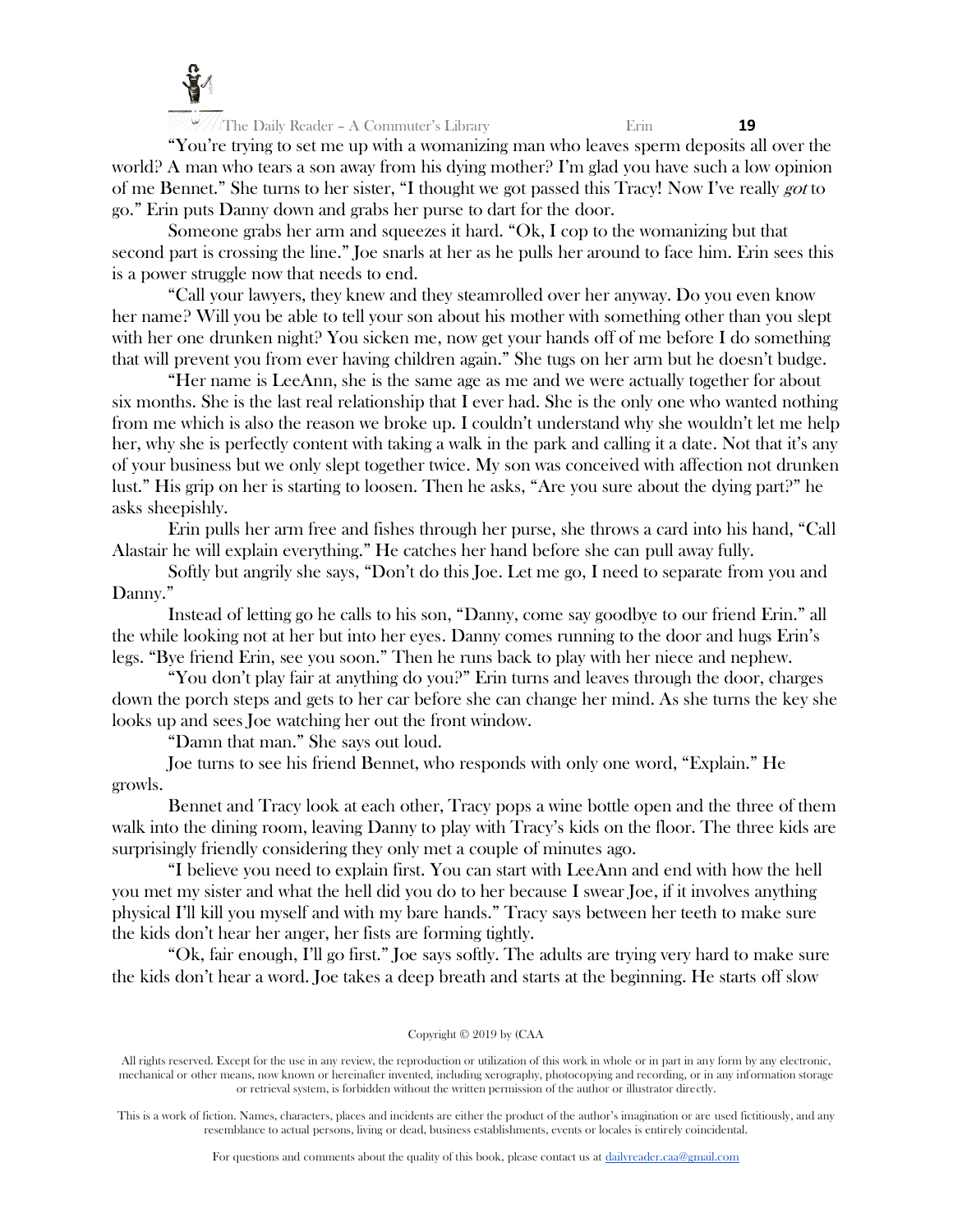"You're trying to set me up with a womanizing man who leaves sperm deposits all over the world? A man who tears a son away from his dying mother? I'm glad you have such a low opinion of me Bennet." She turns to her sister, "I thought we got passed this Tracy! Now I've really *got* to go." Erin puts Danny down and grabs her purse to dart for the door.

Someone grabs her arm and squeezes it hard. "Ok, I cop to the womanizing but that second part is crossing the line." Joe snarls at her as he pulls her around to face him. Erin sees this is a power struggle now that needs to end.

"Call your lawyers, they knew and they steamrolled over her anyway. Do you even know her name? Will you be able to tell your son about his mother with something other than you slept with her one drunken night? You sicken me, now get your hands off of me before I do something that will prevent you from ever having children again." She tugs on her arm but he doesn't budge.

"Her name is LeeAnn, she is the same age as me and we were actually together for about six months. She is the last real relationship that I ever had. She is the only one who wanted nothing from me which is also the reason we broke up. I couldn't understand why she wouldn't let me help her, why she is perfectly content with taking a walk in the park and calling it a date. Not that it's any of your business but we only slept together twice. My son was conceived with affection not drunken lust." His grip on her is starting to loosen. Then he asks, "Are you sure about the dying part?" he asks sheepishly.

Erin pulls her arm free and fishes through her purse, she throws a card into his hand, "Call Alastair he will explain everything." He catches her hand before she can pull away fully.

Softly but angrily she says, "Don't do this Joe. Let me go, I need to separate from you and Danny."

Instead of letting go he calls to his son, "Danny, come say goodbye to our friend Erin." all the while looking not at her but into her eyes. Danny comes running to the door and hugs Erin's legs. "Bye friend Erin, see you soon." Then he runs back to play with her niece and nephew.

"You don't play fair at anything do you?" Erin turns and leaves through the door, charges down the porch steps and gets to her car before she can change her mind. As she turns the key she looks up and sees Joe watching her out the front window.

"Damn that man." She says out loud.

Joe turns to see his friend Bennet, who responds with only one word, "Explain." He growls.

Bennet and Tracy look at each other, Tracy pops a wine bottle open and the three of them walk into the dining room, leaving Danny to play with Tracy's kids on the floor. The three kids are surprisingly friendly considering they only met a couple of minutes ago.

"I believe you need to explain first. You can start with LeeAnn and end with how the hell you met my sister and what the hell did you do to her because I swear Joe, if it involves anything physical I'll kill you myself and with my bare hands." Tracy says between her teeth to make sure the kids don't hear her anger, her fists are forming tightly.

"Ok, fair enough, I'll go first." Joe says softly. The adults are trying very hard to make sure the kids don't hear a word. Joe takes a deep breath and starts at the beginning. He starts off slow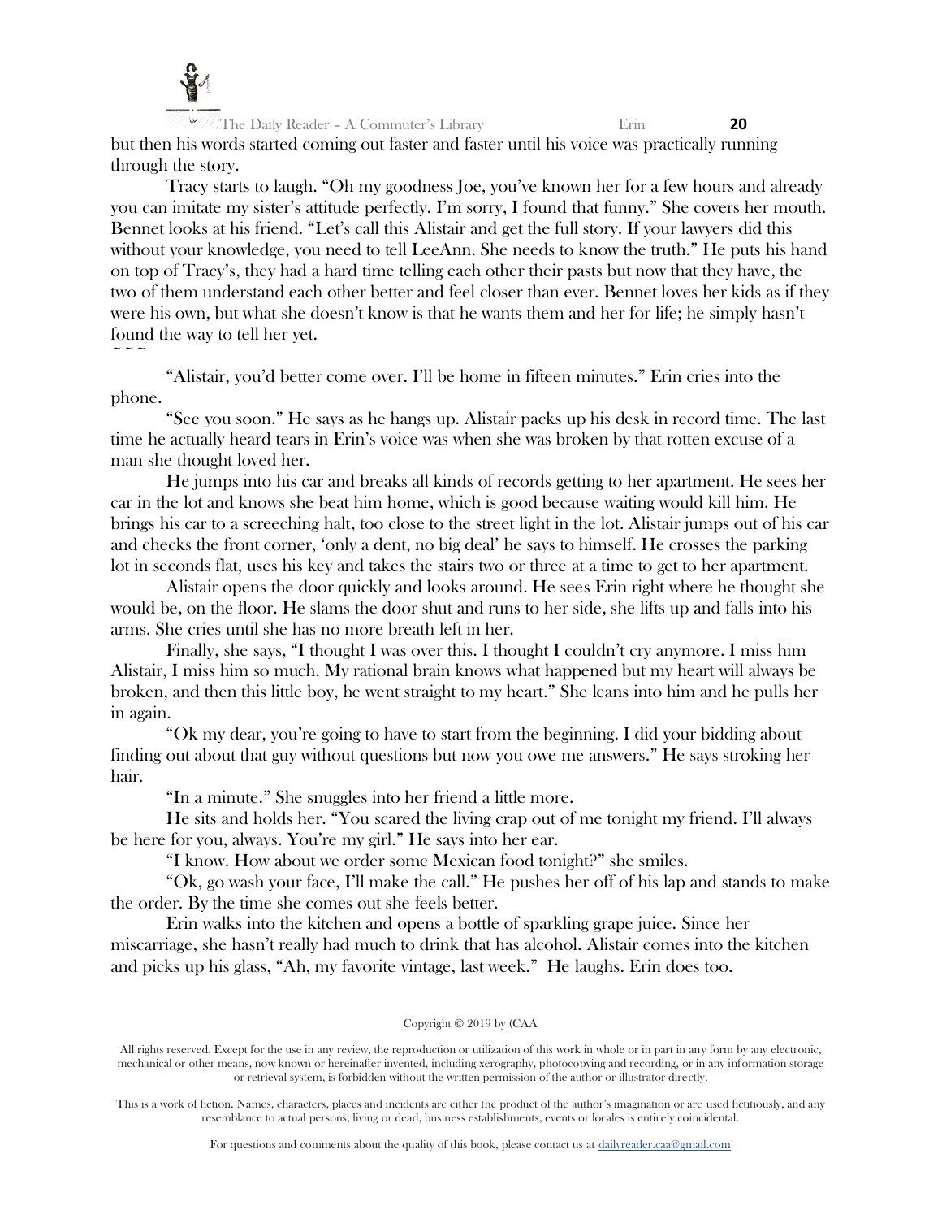but then his words started coming out faster and faster until his voice was practically running through the story.

Tracy starts to laugh. "Oh my goodness Joe, you've known her for a few hours and already you can imitate my sister's attitude perfectly. I'm sorry, I found that funny." She covers her mouth. Bennet looks at his friend. "Let's call this Alistair and get the full story. If your lawyers did this without your knowledge, you need to tell LeeAnn. She needs to know the truth." He puts his hand on top of Tracy's, they had a hard time telling each other their pasts but now that they have, the two of them understand each other better and feel closer than ever. Bennet loves her kids as if they were his own, but what she doesn't know is that he wants them and her for life; he simply hasn't found the way to tell her yet.

~ ~ ~

"Alistair, you'd better come over. I'll be home in fifteen minutes." Erin cries into the phone.

"See you soon." He says as he hangs up. Alistair packs up his desk in record time. The last time he actually heard tears in Erin's voice was when she was broken by that rotten excuse of a man she thought loved her.

He jumps into his car and breaks all kinds of records getting to her apartment. He sees her car in the lot and knows she beat him home, which is good because waiting would kill him. He brings his car to a screeching halt, too close to the street light in the lot. Alistair jumps out of his car and checks the front corner, 'only a dent, no big deal' he says to himself. He crosses the parking lot in seconds flat, uses his key and takes the stairs two or three at a time to get to her apartment.

Alistair opens the door quickly and looks around. He sees Erin right where he thought she would be, on the floor. He slams the door shut and runs to her side, she lifts up and falls into his arms. She cries until she has no more breath left in her.

Finally, she says, "I thought I was over this. I thought I couldn't cry anymore. I miss him Alistair, I miss him so much. My rational brain knows what happened but my heart will always be broken, and then this little boy, he went straight to my heart." She leans into him and he pulls her in again.

"Ok my dear, you're going to have to start from the beginning. I did your bidding about finding out about that guy without questions but now you owe me answers." He says stroking her hair.

"In a minute." She snuggles into her friend a little more.

He sits and holds her. "You scared the living crap out of me tonight my friend. I'll always be here for you, always. You're my girl." He says into her ear.

"I know. How about we order some Mexican food tonight?" she smiles.

"Ok, go wash your face, I'll make the call." He pushes her off of his lap and stands to make the order. By the time she comes out she feels better.

Erin walks into the kitchen and opens a bottle of sparkling grape juice. Since her miscarriage, she hasn't really had much to drink that has alcohol. Alistair comes into the kitchen and picks up his glass, "Ah, my favorite vintage, last week." He laughs. Erin does too.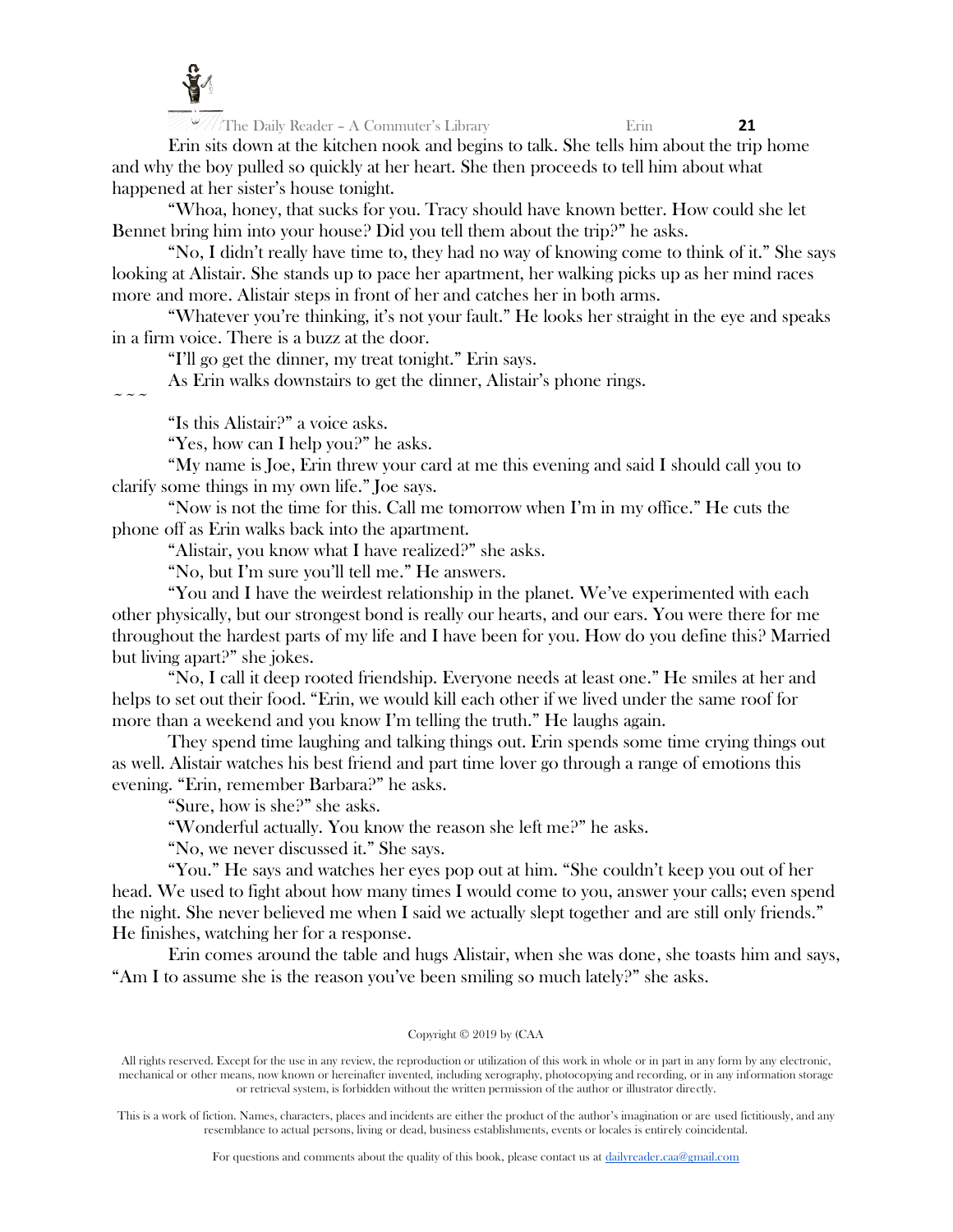Erin sits down at the kitchen nook and begins to talk. She tells him about the trip home and why the boy pulled so quickly at her heart. She then proceeds to tell him about what happened at her sister's house tonight.

"Whoa, honey, that sucks for you. Tracy should have known better. How could she let Bennet bring him into your house? Did you tell them about the trip?" he asks.

"No, I didn't really have time to, they had no way of knowing come to think of it." She says looking at Alistair. She stands up to pace her apartment, her walking picks up as her mind races more and more. Alistair steps in front of her and catches her in both arms.

"Whatever you're thinking, it's not your fault." He looks her straight in the eye and speaks in a firm voice. There is a buzz at the door.

"I'll go get the dinner, my treat tonight." Erin says.

As Erin walks downstairs to get the dinner, Alistair's phone rings.

~ ~ ~

"Is this Alistair?" a voice asks.

"Yes, how can I help you?" he asks.

"My name is Joe, Erin threw your card at me this evening and said I should call you to clarify some things in my own life." Joe says.

"Now is not the time for this. Call me tomorrow when I'm in my office." He cuts the phone off as Erin walks back into the apartment.

"Alistair, you know what I have realized?" she asks.

"No, but I'm sure you'll tell me." He answers.

"You and I have the weirdest relationship in the planet. We've experimented with each other physically, but our strongest bond is really our hearts, and our ears. You were there for me throughout the hardest parts of my life and I have been for you. How do you define this? Married but living apart?" she jokes.

"No, I call it deep rooted friendship. Everyone needs at least one." He smiles at her and helps to set out their food. "Erin, we would kill each other if we lived under the same roof for more than a weekend and you know I'm telling the truth." He laughs again.

They spend time laughing and talking things out. Erin spends some time crying things out as well. Alistair watches his best friend and part time lover go through a range of emotions this evening. "Erin, remember Barbara?" he asks.

"Sure, how is she?" she asks.

"Wonderful actually. You know the reason she left me?" he asks.

"No, we never discussed it." She says.

"You." He says and watches her eyes pop out at him. "She couldn't keep you out of her head. We used to fight about how many times I would come to you, answer your calls; even spend the night. She never believed me when I said we actually slept together and are still only friends." He finishes, watching her for a response.

Erin comes around the table and hugs Alistair, when she was done, she toasts him and says, "Am I to assume she is the reason you've been smiling so much lately?" she asks.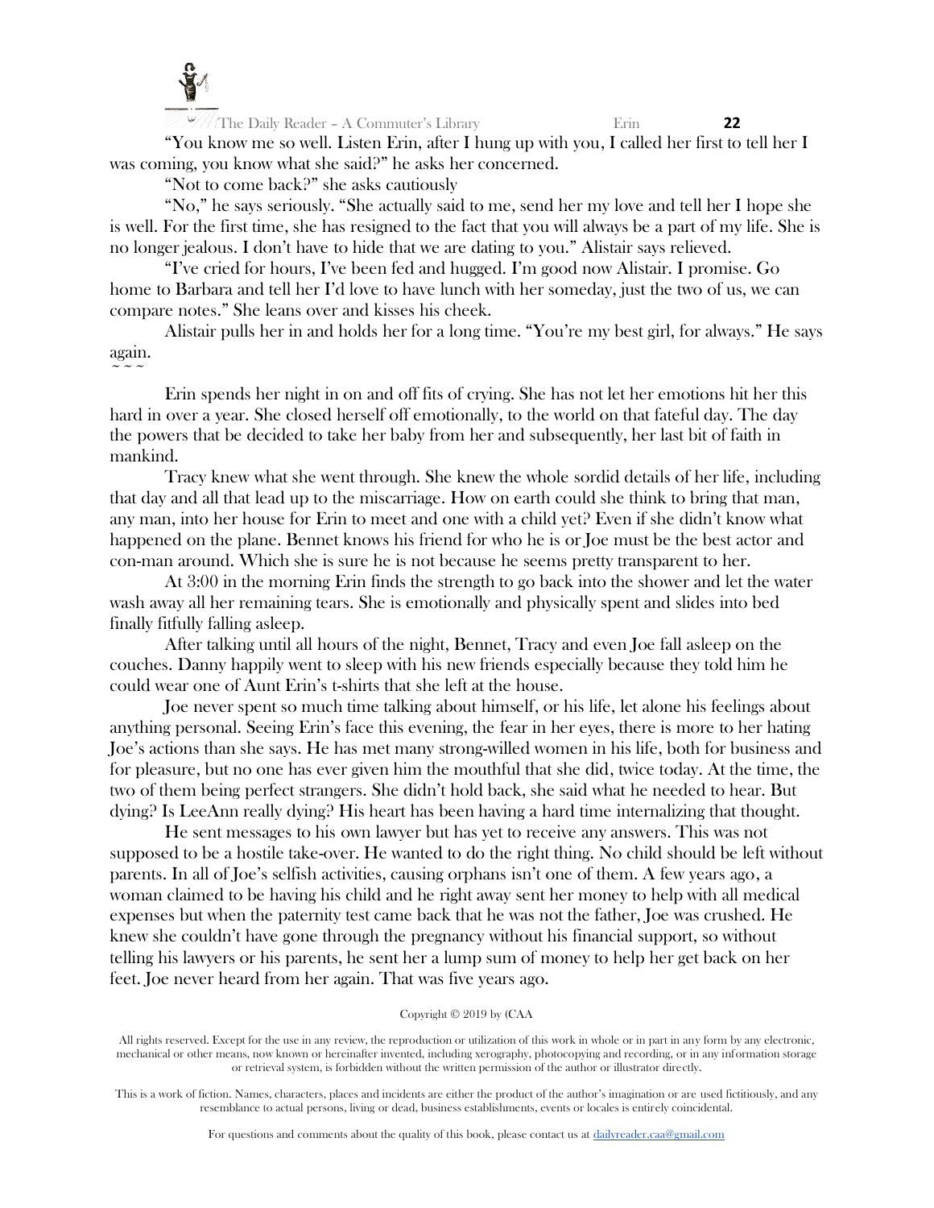"You know me so well. Listen Erin, after I hung up with you, I called her first to tell her I was coming, you know what she said?" he asks her concerned.

"Not to come back?" she asks cautiously

"No," he says seriously. "She actually said to me, send her my love and tell her I hope she is well. For the first time, she has resigned to the fact that you will always be a part of my life. She is no longer jealous. I don't have to hide that we are dating to you." Alistair says relieved.

"I've cried for hours, I've been fed and hugged. I'm good now Alistair. I promise. Go home to Barbara and tell her I'd love to have lunch with her someday, just the two of us, we can compare notes." She leans over and kisses his cheek.

Alistair pulls her in and holds her for a long time. "You're my best girl, for always." He says again.

~ ~ ~

Erin spends her night in on and off fits of crying. She has not let her emotions hit her this hard in over a year. She closed herself off emotionally, to the world on that fateful day. The day the powers that be decided to take her baby from her and subsequently, her last bit of faith in mankind.

Tracy knew what she went through. She knew the whole sordid details of her life, including that day and all that lead up to the miscarriage. How on earth could she think to bring that man, any man, into her house for Erin to meet and one with a child yet? Even if she didn't know what happened on the plane. Bennet knows his friend for who he is or Joe must be the best actor and con-man around. Which she is sure he is not because he seems pretty transparent to her.

At 3:00 in the morning Erin finds the strength to go back into the shower and let the water wash away all her remaining tears. She is emotionally and physically spent and slides into bed finally fitfully falling asleep.

After talking until all hours of the night, Bennet, Tracy and even Joe fall asleep on the couches. Danny happily went to sleep with his new friends especially because they told him he could wear one of Aunt Erin's t-shirts that she left at the house.

Joe never spent so much time talking about himself, or his life, let alone his feelings about anything personal. Seeing Erin's face this evening, the fear in her eyes, there is more to her hating Joe's actions than she says. He has met many strong-willed women in his life, both for business and for pleasure, but no one has ever given him the mouthful that she did, twice today. At the time, the two of them being perfect strangers. She didn't hold back, she said what he needed to hear. But dying? Is LeeAnn really dying? His heart has been having a hard time internalizing that thought.

He sent messages to his own lawyer but has yet to receive any answers. This was not supposed to be a hostile take-over. He wanted to do the right thing. No child should be left without parents. In all of Joe's selfish activities, causing orphans isn't one of them. A few years ago, a woman claimed to be having his child and he right away sent her money to help with all medical expenses but when the paternity test came back that he was not the father, Joe was crushed. He knew she couldn't have gone through the pregnancy without his financial support, so without telling his lawyers or his parents, he sent her a lump sum of money to help her get back on her feet. Joe never heard from her again. That was five years ago.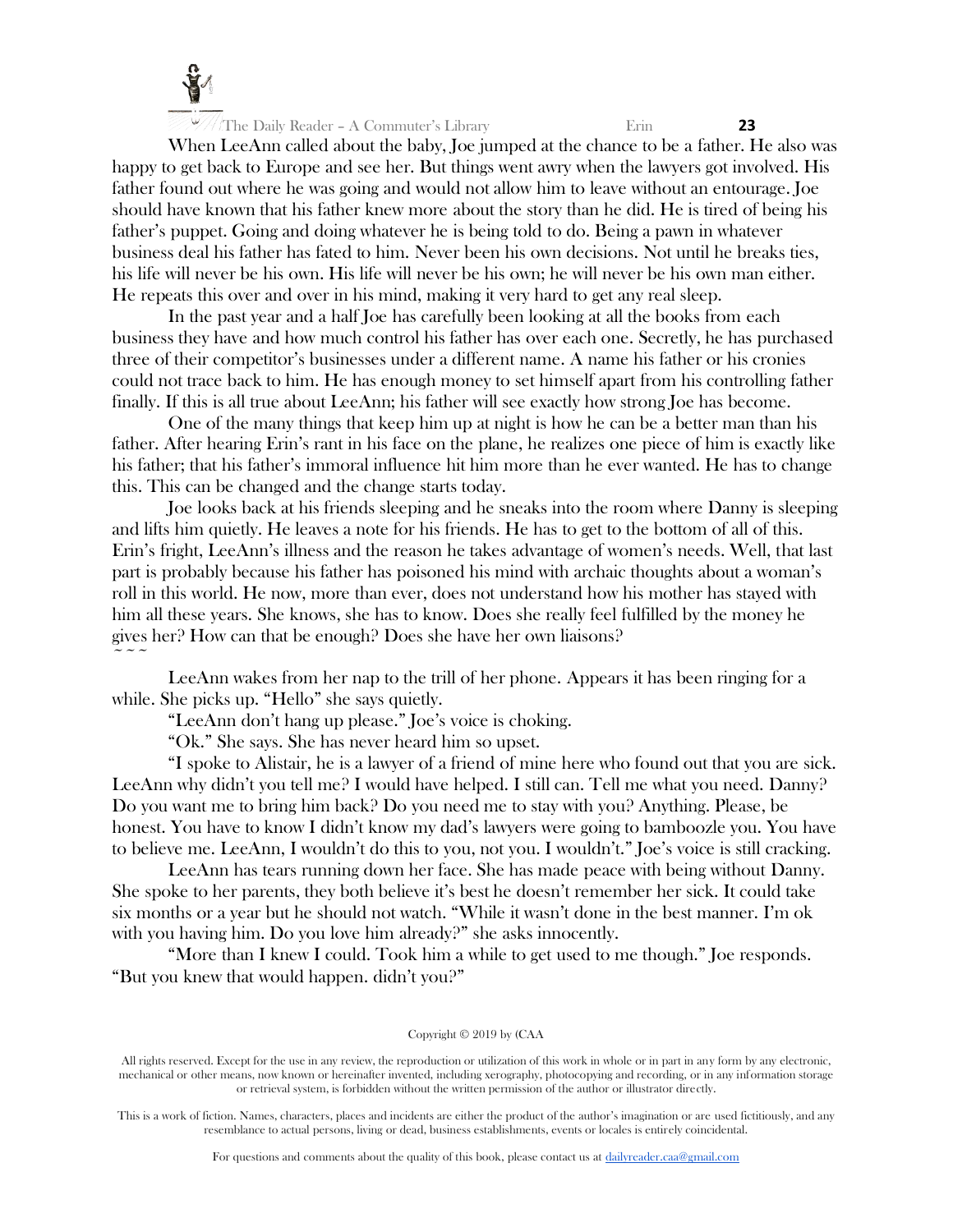When LeeAnn called about the baby, Joe jumped at the chance to be a father. He also was happy to get back to Europe and see her. But things went awry when the lawyers got involved. His father found out where he was going and would not allow him to leave without an entourage. Joe should have known that his father knew more about the story than he did. He is tired of being his father's puppet. Going and doing whatever he is being told to do. Being a pawn in whatever business deal his father has fated to him. Never been his own decisions. Not until he breaks ties, his life will never be his own. His life will never be his own; he will never be his own man either. He repeats this over and over in his mind, making it very hard to get any real sleep.

In the past year and a half Joe has carefully been looking at all the books from each business they have and how much control his father has over each one. Secretly, he has purchased three of their competitor's businesses under a different name. A name his father or his cronies could not trace back to him. He has enough money to set himself apart from his controlling father finally. If this is all true about LeeAnn; his father will see exactly how strong Joe has become.

One of the many things that keep him up at night is how he can be a better man than his father. After hearing Erin's rant in his face on the plane, he realizes one piece of him is exactly like his father; that his father's immoral influence hit him more than he ever wanted. He has to change this. This can be changed and the change starts today.

Joe looks back at his friends sleeping and he sneaks into the room where Danny is sleeping and lifts him quietly. He leaves a note for his friends. He has to get to the bottom of all of this. Erin's fright, LeeAnn's illness and the reason he takes advantage of women's needs. Well, that last part is probably because his father has poisoned his mind with archaic thoughts about a woman's roll in this world. He now, more than ever, does not understand how his mother has stayed with him all these years. She knows, she has to know. Does she really feel fulfilled by the money he gives her? How can that be enough? Does she have her own liaisons?

~ ~ ~

LeeAnn wakes from her nap to the trill of her phone. Appears it has been ringing for a while. She picks up. "Hello" she says quietly.

"LeeAnn don't hang up please." Joe's voice is choking.

"Ok." She says. She has never heard him so upset.

"I spoke to Alistair, he is a lawyer of a friend of mine here who found out that you are sick. LeeAnn why didn't you tell me? I would have helped. I still can. Tell me what you need. Danny? Do you want me to bring him back? Do you need me to stay with you? Anything. Please, be honest. You have to know I didn't know my dad's lawyers were going to bamboozle you. You have to believe me. LeeAnn, I wouldn't do this to you, not you. I wouldn't." Joe's voice is still cracking.

LeeAnn has tears running down her face. She has made peace with being without Danny. She spoke to her parents, they both believe it's best he doesn't remember her sick. It could take six months or a year but he should not watch. "While it wasn't done in the best manner. I'm ok with you having him. Do you love him already?" she asks innocently.

"More than I knew I could. Took him a while to get used to me though." Joe responds. "But you knew that would happen. didn't you?"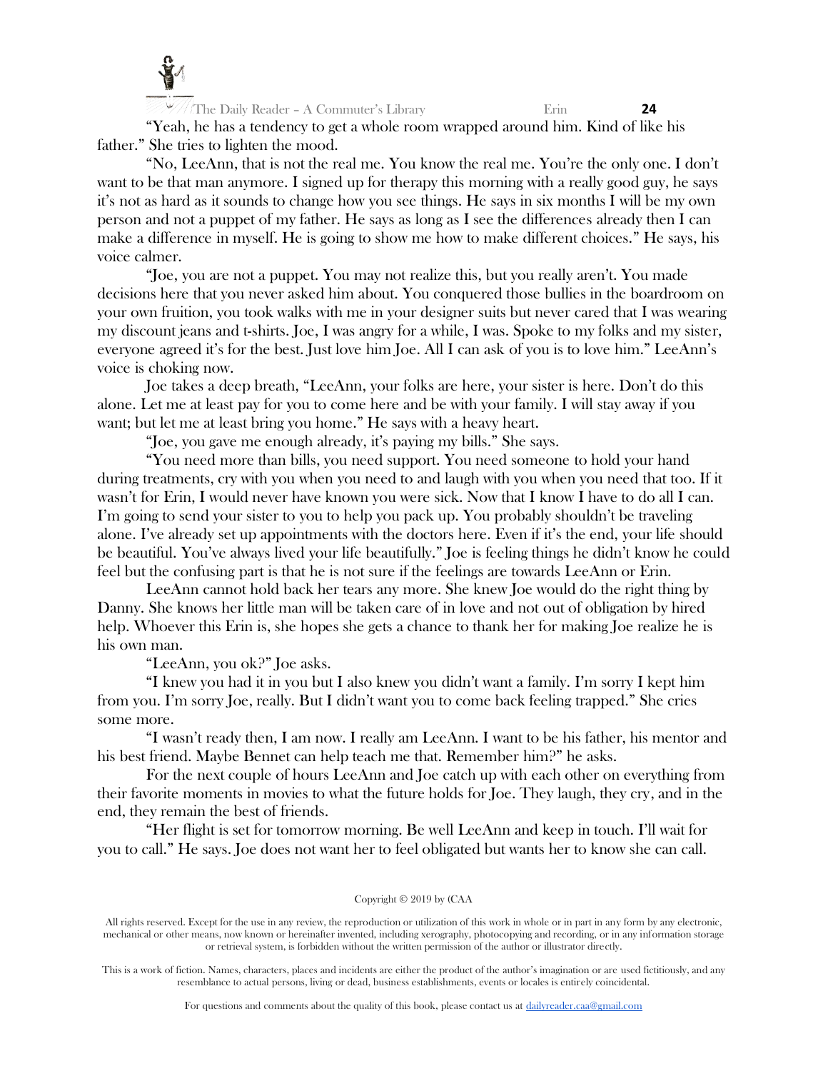"Yeah, he has a tendency to get a whole room wrapped around him. Kind of like his father." She tries to lighten the mood.

"No, LeeAnn, that is not the real me. You know the real me. You're the only one. I don't want to be that man anymore. I signed up for therapy this morning with a really good guy, he says it's not as hard as it sounds to change how you see things. He says in six months I will be my own person and not a puppet of my father. He says as long as I see the differences already then I can make a difference in myself. He is going to show me how to make different choices." He says, his voice calmer.

"Joe, you are not a puppet. You may not realize this, but you really aren't. You made decisions here that you never asked him about. You conquered those bullies in the boardroom on your own fruition, you took walks with me in your designer suits but never cared that I was wearing my discount jeans and t-shirts. Joe, I was angry for a while, I was. Spoke to my folks and my sister, everyone agreed it's for the best. Just love him Joe. All I can ask of you is to love him." LeeAnn's voice is choking now.

Joe takes a deep breath, "LeeAnn, your folks are here, your sister is here. Don't do this alone. Let me at least pay for you to come here and be with your family. I will stay away if you want; but let me at least bring you home." He says with a heavy heart.

"Joe, you gave me enough already, it's paying my bills." She says.

"You need more than bills, you need support. You need someone to hold your hand during treatments, cry with you when you need to and laugh with you when you need that too. If it wasn't for Erin, I would never have known you were sick. Now that I know I have to do all I can. I'm going to send your sister to you to help you pack up. You probably shouldn't be traveling alone. I've already set up appointments with the doctors here. Even if it's the end, your life should be beautiful. You've always lived your life beautifully." Joe is feeling things he didn't know he could feel but the confusing part is that he is not sure if the feelings are towards LeeAnn or Erin.

LeeAnn cannot hold back her tears any more. She knew Joe would do the right thing by Danny. She knows her little man will be taken care of in love and not out of obligation by hired help. Whoever this Erin is, she hopes she gets a chance to thank her for making Joe realize he is his own man.

"LeeAnn, you ok?" Joe asks.

"I knew you had it in you but I also knew you didn't want a family. I'm sorry I kept him from you. I'm sorry Joe, really. But I didn't want you to come back feeling trapped." She cries some more.

"I wasn't ready then, I am now. I really am LeeAnn. I want to be his father, his mentor and his best friend. Maybe Bennet can help teach me that. Remember him?" he asks.

For the next couple of hours LeeAnn and Joe catch up with each other on everything from their favorite moments in movies to what the future holds for Joe. They laugh, they cry, and in the end, they remain the best of friends.

"Her flight is set for tomorrow morning. Be well LeeAnn and keep in touch. I'll wait for you to call." He says. Joe does not want her to feel obligated but wants her to know she can call.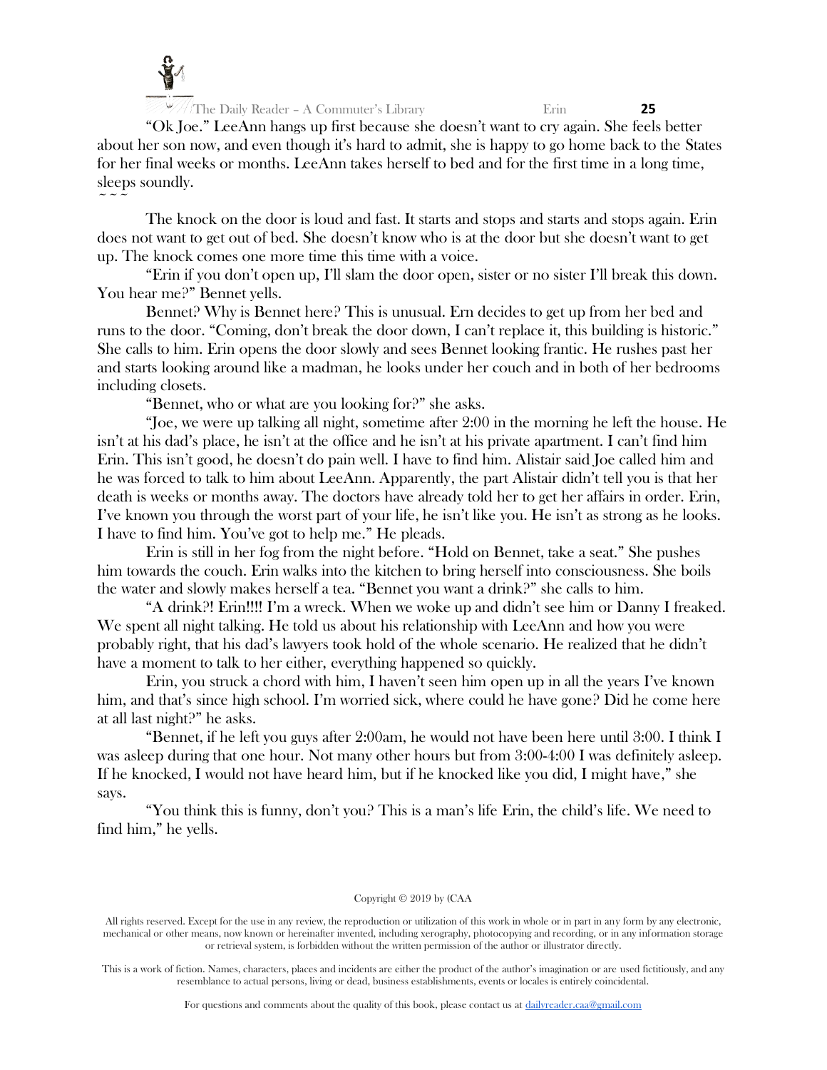"Ok Joe." LeeAnn hangs up first because she doesn't want to cry again. She feels better about her son now, and even though it's hard to admit, she is happy to go home back to the States for her final weeks or months. LeeAnn takes herself to bed and for the first time in a long time, sleeps soundly.

~ ~ ~

The knock on the door is loud and fast. It starts and stops and starts and stops again. Erin does not want to get out of bed. She doesn't know who is at the door but she doesn't want to get up. The knock comes one more time this time with a voice.

"Erin if you don't open up, I'll slam the door open, sister or no sister I'll break this down. You hear me?" Bennet yells.

Bennet? Why is Bennet here? This is unusual. Ern decides to get up from her bed and runs to the door. "Coming, don't break the door down, I can't replace it, this building is historic." She calls to him. Erin opens the door slowly and sees Bennet looking frantic. He rushes past her and starts looking around like a madman, he looks under her couch and in both of her bedrooms including closets.

"Bennet, who or what are you looking for?" she asks.

"Joe, we were up talking all night, sometime after 2:00 in the morning he left the house. He isn't at his dad's place, he isn't at the office and he isn't at his private apartment. I can't find him Erin. This isn't good, he doesn't do pain well. I have to find him. Alistair said Joe called him and he was forced to talk to him about LeeAnn. Apparently, the part Alistair didn't tell you is that her death is weeks or months away. The doctors have already told her to get her affairs in order. Erin, I've known you through the worst part of your life, he isn't like you. He isn't as strong as he looks. I have to find him. You've got to help me." He pleads.

Erin is still in her fog from the night before. "Hold on Bennet, take a seat." She pushes him towards the couch. Erin walks into the kitchen to bring herself into consciousness. She boils the water and slowly makes herself a tea. "Bennet you want a drink?" she calls to him.

"A drink?! Erin!!!! I'm a wreck. When we woke up and didn't see him or Danny I freaked. We spent all night talking. He told us about his relationship with LeeAnn and how you were probably right, that his dad's lawyers took hold of the whole scenario. He realized that he didn't have a moment to talk to her either, everything happened so quickly.

Erin, you struck a chord with him, I haven't seen him open up in all the years I've known him, and that's since high school. I'm worried sick, where could he have gone? Did he come here at all last night?" he asks.

"Bennet, if he left you guys after 2:00am, he would not have been here until 3:00. I think I was asleep during that one hour. Not many other hours but from 3:00-4:00 I was definitely asleep. If he knocked, I would not have heard him, but if he knocked like you did, I might have," she says.

"You think this is funny, don't you? This is a man's life Erin, the child's life. We need to find him," he yells.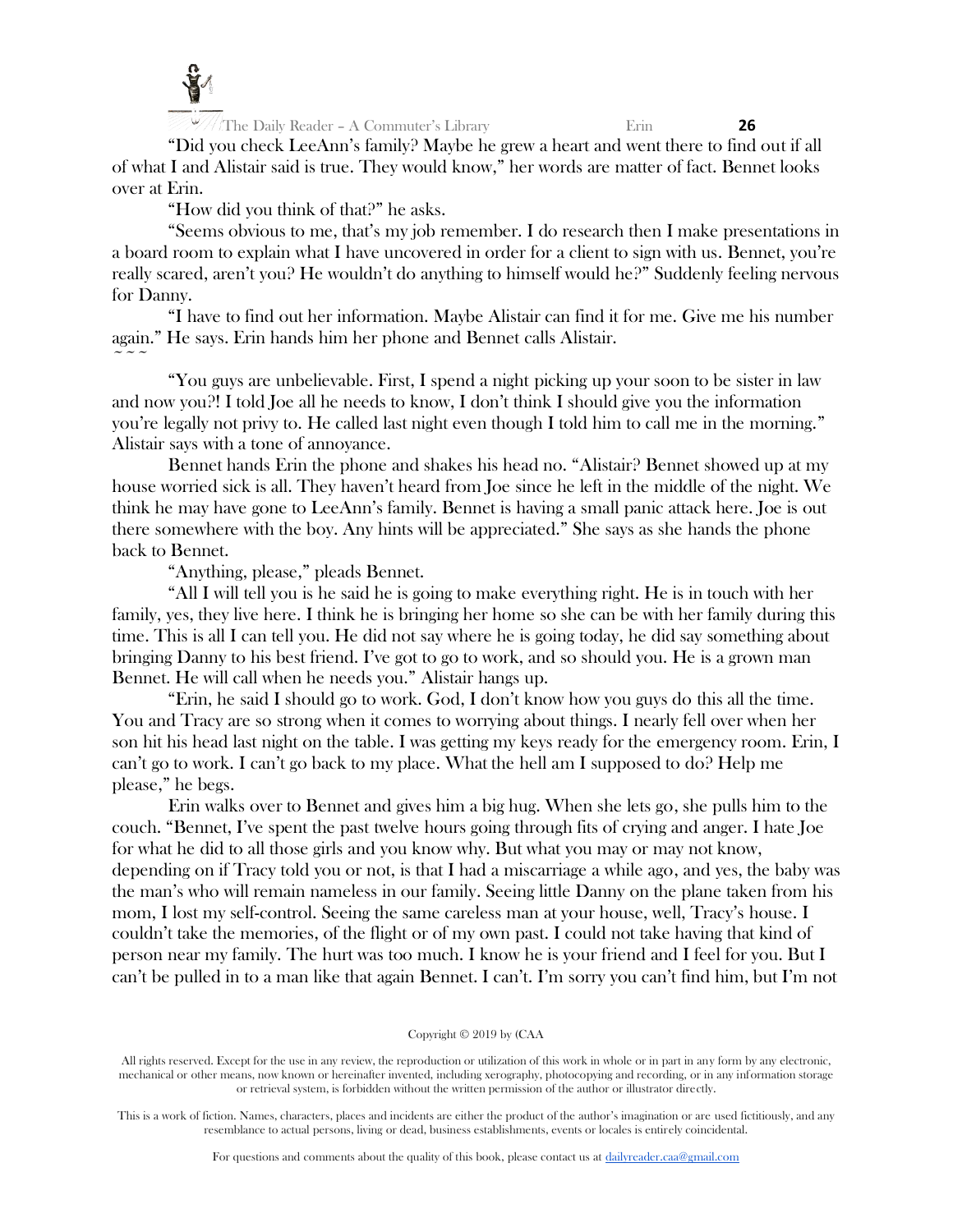"Did you check LeeAnn's family? Maybe he grew a heart and went there to find out if all of what I and Alistair said is true. They would know," her words are matter of fact. Bennet looks over at Erin.

"How did you think of that?" he asks.

"Seems obvious to me, that's my job remember. I do research then I make presentations in a board room to explain what I have uncovered in order for a client to sign with us. Bennet, you're really scared, aren't you? He wouldn't do anything to himself would he?" Suddenly feeling nervous for Danny.

"I have to find out her information. Maybe Alistair can find it for me. Give me his number again." He says. Erin hands him her phone and Bennet calls Alistair.

~~~

"You guys are unbelievable. First, I spend a night picking up your soon to be sister in law and now you?! I told Joe all he needs to know, I don't think I should give you the information you're legally not privy to. He called last night even though I told him to call me in the morning." Alistair says with a tone of annoyance.

Bennet hands Erin the phone and shakes his head no. "Alistair? Bennet showed up at my house worried sick is all. They haven't heard from Joe since he left in the middle of the night. We think he may have gone to LeeAnn's family. Bennet is having a small panic attack here. Joe is out there somewhere with the boy. Any hints will be appreciated." She says as she hands the phone back to Bennet.

"Anything, please," pleads Bennet.

"All I will tell you is he said he is going to make everything right. He is in touch with her family, yes, they live here. I think he is bringing her home so she can be with her family during this time. This is all I can tell you. He did not say where he is going today, he did say something about bringing Danny to his best friend. I've got to go to work, and so should you. He is a grown man Bennet. He will call when he needs you." Alistair hangs up.

"Erin, he said I should go to work. God, I don't know how you guys do this all the time. You and Tracy are so strong when it comes to worrying about things. I nearly fell over when her son hit his head last night on the table. I was getting my keys ready for the emergency room. Erin, I can't go to work. I can't go back to my place. What the hell am I supposed to do? Help me please," he begs.

Erin walks over to Bennet and gives him a big hug. When she lets go, she pulls him to the couch. "Bennet, I've spent the past twelve hours going through fits of crying and anger. I hate Joe for what he did to all those girls and you know why. But what you may or may not know, depending on if Tracy told you or not, is that I had a miscarriage a while ago, and yes, the baby was the man's who will remain nameless in our family. Seeing little Danny on the plane taken from his mom, I lost my self-control. Seeing the same careless man at your house, well, Tracy's house. I couldn't take the memories, of the flight or of my own past. I could not take having that kind of person near my family. The hurt was too much. I know he is your friend and I feel for you. But I can't be pulled in to a man like that again Bennet. I can't. I'm sorry you can't find him, but I'm not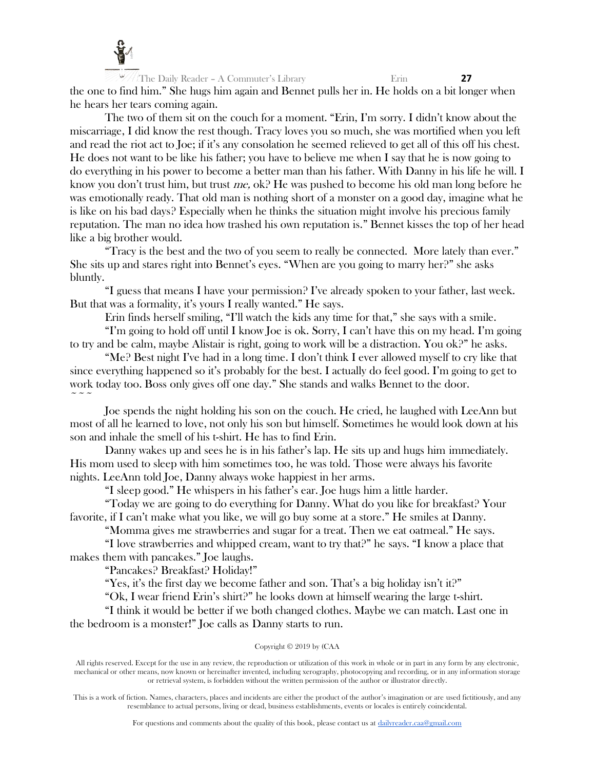the one to find him." She hugs him again and Bennet pulls her in. He holds on a bit longer when he hears her tears coming again.

The two of them sit on the couch for a moment. "Erin, I'm sorry. I didn't know about the miscarriage, I did know the rest though. Tracy loves you so much, she was mortified when you left and read the riot act to Joe; if it's any consolation he seemed relieved to get all of this off his chest. He does not want to be like his father; you have to believe me when I say that he is now going to do everything in his power to become a better man than his father. With Danny in his life he will. I know you don't trust him, but trust *me,* ok? He was pushed to become his old man long before he was emotionally ready. That old man is nothing short of a monster on a good day, imagine what he is like on his bad days? Especially when he thinks the situation might involve his precious family reputation. The man no idea how trashed his own reputation is." Bennet kisses the top of her head like a big brother would.

"Tracy is the best and the two of you seem to really be connected. More lately than ever." She sits up and stares right into Bennet's eyes. "When are you going to marry her?" she asks bluntly.

"I guess that means I have your permission? I've already spoken to your father, last week. But that was a formality, it's yours I really wanted." He says.

Erin finds herself smiling, "I'll watch the kids any time for that," she says with a smile.

"I'm going to hold off until I know Joe is ok. Sorry, I can't have this on my head. I'm going to try and be calm, maybe Alistair is right, going to work will be a distraction. You ok?" he asks.

"Me? Best night I've had in a long time. I don't think I ever allowed myself to cry like that since everything happened so it's probably for the best. I actually do feel good. I'm going to get to work today too. Boss only gives off one day." She stands and walks Bennet to the door.

~ ~ ~

Joe spends the night holding his son on the couch. He cried, he laughed with LeeAnn but most of all he learned to love, not only his son but himself. Sometimes he would look down at his son and inhale the smell of his t-shirt. He has to find Erin.

Danny wakes up and sees he is in his father's lap. He sits up and hugs him immediately. His mom used to sleep with him sometimes too, he was told. Those were always his favorite nights. LeeAnn told Joe, Danny always woke happiest in her arms.

"I sleep good." He whispers in his father's ear. Joe hugs him a little harder.

"Today we are going to do everything for Danny. What do you like for breakfast? Your favorite, if I can't make what you like, we will go buy some at a store." He smiles at Danny.

"Momma gives me strawberries and sugar for a treat. Then we eat oatmeal." He says.

"I love strawberries and whipped cream, want to try that?" he says. "I know a place that makes them with pancakes." Joe laughs.

"Pancakes? Breakfast? Holiday!"

"Yes, it's the first day we become father and son. That's a big holiday isn't it?"

"Ok, I wear friend Erin's shirt?" he looks down at himself wearing the large t-shirt.

"I think it would be better if we both changed clothes. Maybe we can match. Last one in the bedroom is a monster!" Joe calls as Danny starts to run.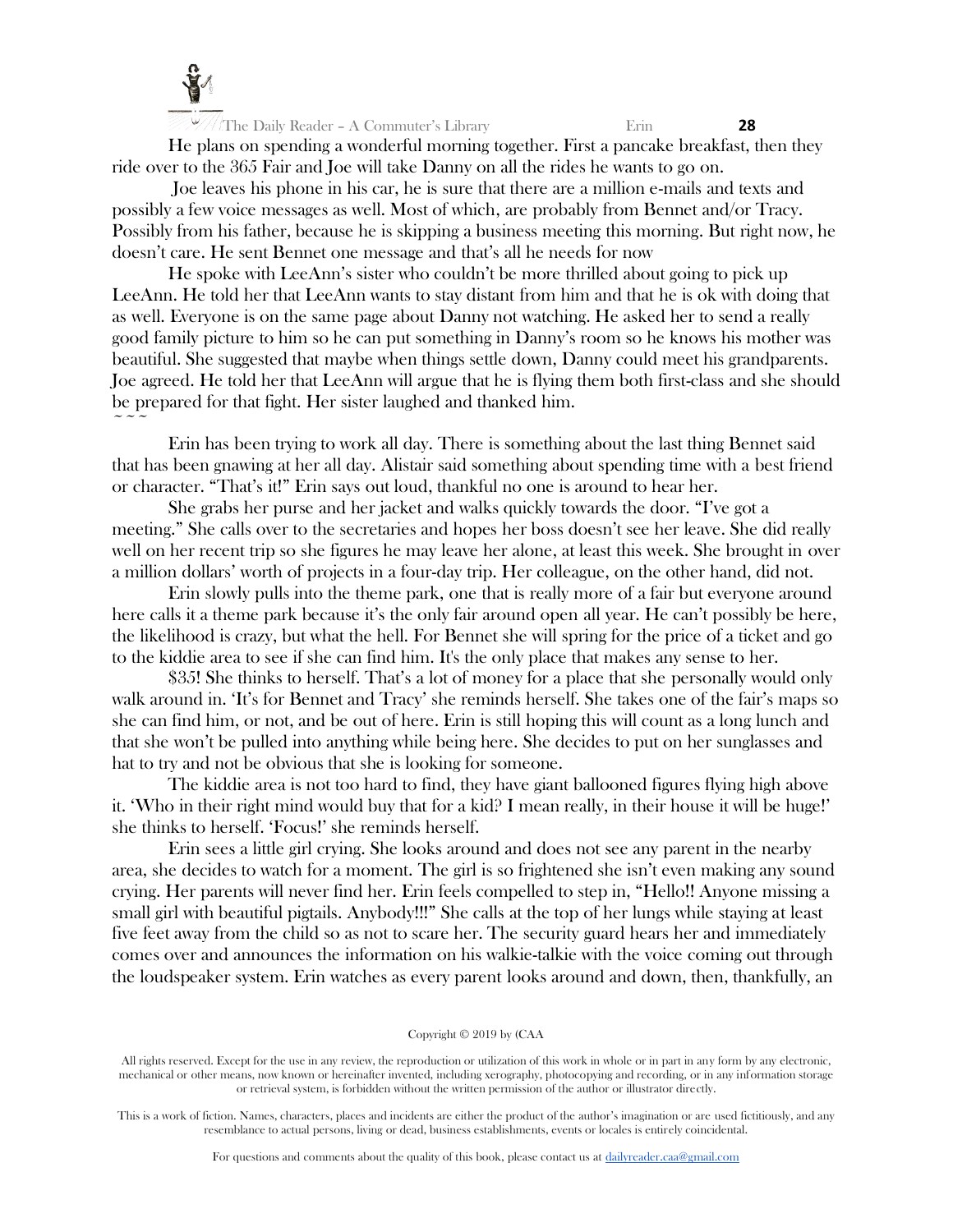He plans on spending a wonderful morning together. First a pancake breakfast, then they ride over to the 365 Fair and Joe will take Danny on all the rides he wants to go on.

Joe leaves his phone in his car, he is sure that there are a million e-mails and texts and possibly a few voice messages as well. Most of which, are probably from Bennet and/or Tracy. Possibly from his father, because he is skipping a business meeting this morning. But right now, he doesn't care. He sent Bennet one message and that's all he needs for now

He spoke with LeeAnn's sister who couldn't be more thrilled about going to pick up LeeAnn. He told her that LeeAnn wants to stay distant from him and that he is ok with doing that as well. Everyone is on the same page about Danny not watching. He asked her to send a really good family picture to him so he can put something in Danny's room so he knows his mother was beautiful. She suggested that maybe when things settle down, Danny could meet his grandparents. Joe agreed. He told her that LeeAnn will argue that he is flying them both first-class and she should be prepared for that fight. Her sister laughed and thanked him.

~ ~ ~

Erin has been trying to work all day. There is something about the last thing Bennet said that has been gnawing at her all day. Alistair said something about spending time with a best friend or character. "That's it!" Erin says out loud, thankful no one is around to hear her.

She grabs her purse and her jacket and walks quickly towards the door. "I've got a meeting." She calls over to the secretaries and hopes her boss doesn't see her leave. She did really well on her recent trip so she figures he may leave her alone, at least this week. She brought in over a million dollars' worth of projects in a four-day trip. Her colleague, on the other hand, did not.

Erin slowly pulls into the theme park, one that is really more of a fair but everyone around here calls it a theme park because it's the only fair around open all year. He can't possibly be here, the likelihood is crazy, but what the hell. For Bennet she will spring for the price of a ticket and go to the kiddie area to see if she can find him. It's the only place that makes any sense to her.

$35! She thinks to herself. That's a lot of money for a place that she personally would only walk around in. 'It's for Bennet and Tracy' she reminds herself. She takes one of the fair's maps so she can find him, or not, and be out of here. Erin is still hoping this will count as a long lunch and that she won't be pulled into anything while being here. She decides to put on her sunglasses and hat to try and not be obvious that she is looking for someone.

The kiddie area is not too hard to find, they have giant ballooned figures flying high above it. 'Who in their right mind would buy that for a kid? I mean really, in their house it will be huge!' she thinks to herself. 'Focus!' she reminds herself.

Erin sees a little girl crying. She looks around and does not see any parent in the nearby area, she decides to watch for a moment. The girl is so frightened she isn't even making any sound crying. Her parents will never find her. Erin feels compelled to step in, "Hello!! Anyone missing a small girl with beautiful pigtails. Anybody!!!" She calls at the top of her lungs while staying at least five feet away from the child so as not to scare her. The security guard hears her and immediately comes over and announces the information on his walkie-talkie with the voice coming out through the loudspeaker system. Erin watches as every parent looks around and down, then, thankfully, an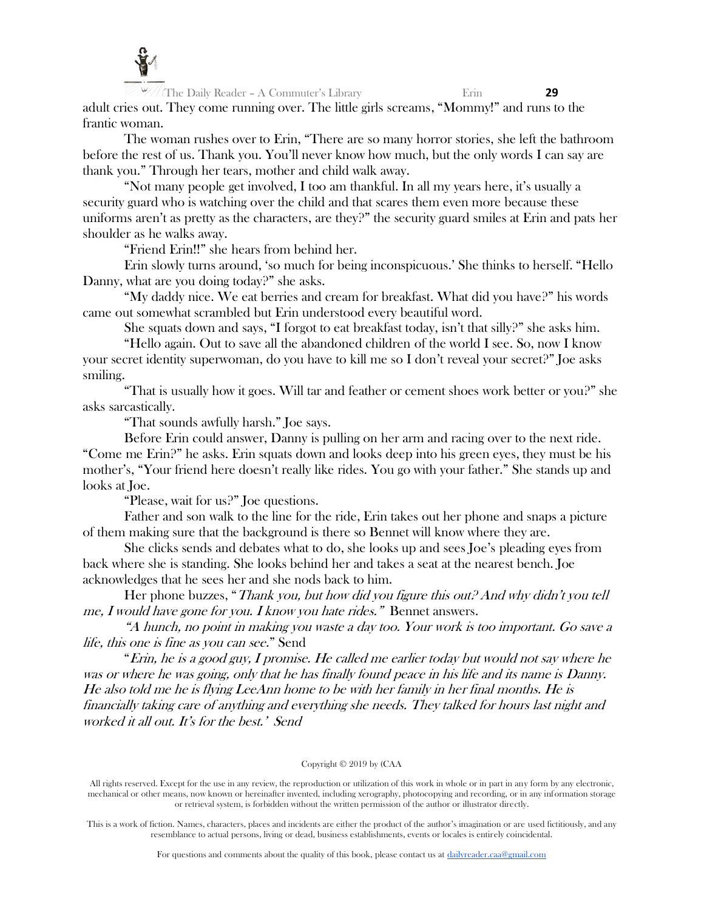adult cries out. They come running over. The little girls screams, "Mommy!" and runs to the frantic woman.

The woman rushes over to Erin, "There are so many horror stories, she left the bathroom before the rest of us. Thank you. You'll never know how much, but the only words I can say are thank you." Through her tears, mother and child walk away.

"Not many people get involved, I too am thankful. In all my years here, it's usually a security guard who is watching over the child and that scares them even more because these uniforms aren't as pretty as the characters, are they?" the security guard smiles at Erin and pats her shoulder as he walks away.

"Friend Erin!!" she hears from behind her.

Erin slowly turns around, 'so much for being inconspicuous.' She thinks to herself. "Hello Danny, what are you doing today?" she asks.

"My daddy nice. We eat berries and cream for breakfast. What did you have?" his words came out somewhat scrambled but Erin understood every beautiful word.

She squats down and says, "I forgot to eat breakfast today, isn't that silly?" she asks him.

"Hello again. Out to save all the abandoned children of the world I see. So, now I know your secret identity superwoman, do you have to kill me so I don't reveal your secret?" Joe asks smiling.

"That is usually how it goes. Will tar and feather or cement shoes work better or you?" she asks sarcastically.

"That sounds awfully harsh." Joe says.

Before Erin could answer, Danny is pulling on her arm and racing over to the next ride. "Come me Erin?" he asks. Erin squats down and looks deep into his green eyes, they must be his mother's, "Your friend here doesn't really like rides. You go with your father." She stands up and looks at Joe.

"Please, wait for us?" Joe questions.

Father and son walk to the line for the ride, Erin takes out her phone and snaps a picture of them making sure that the background is there so Bennet will know where they are.

She clicks sends and debates what to do, she looks up and sees Joe's pleading eyes from back where she is standing. She looks behind her and takes a seat at the nearest bench. Joe acknowledges that he sees her and she nods back to him.

Her phone buzzes, "*Thank you, but how did you figure this out? And why didn't you tell me, I would have gone for you. I know you hate rides."* Bennet answers.

*"A hunch, no point in making you waste a day too. Your work is too important. Go save a life, this one is fine as you can see."* Send

"*Erin, he is a good guy, I promise. He called me earlier today but would not say where he was or where he was going, only that he has finally found peace in his life and its name is Danny. He also told me he is flying LeeAnn home to be with her family in her final months. He is financially taking care of anything and everything she needs. They talked for hours last night and worked it all out. It's for the best.' Send*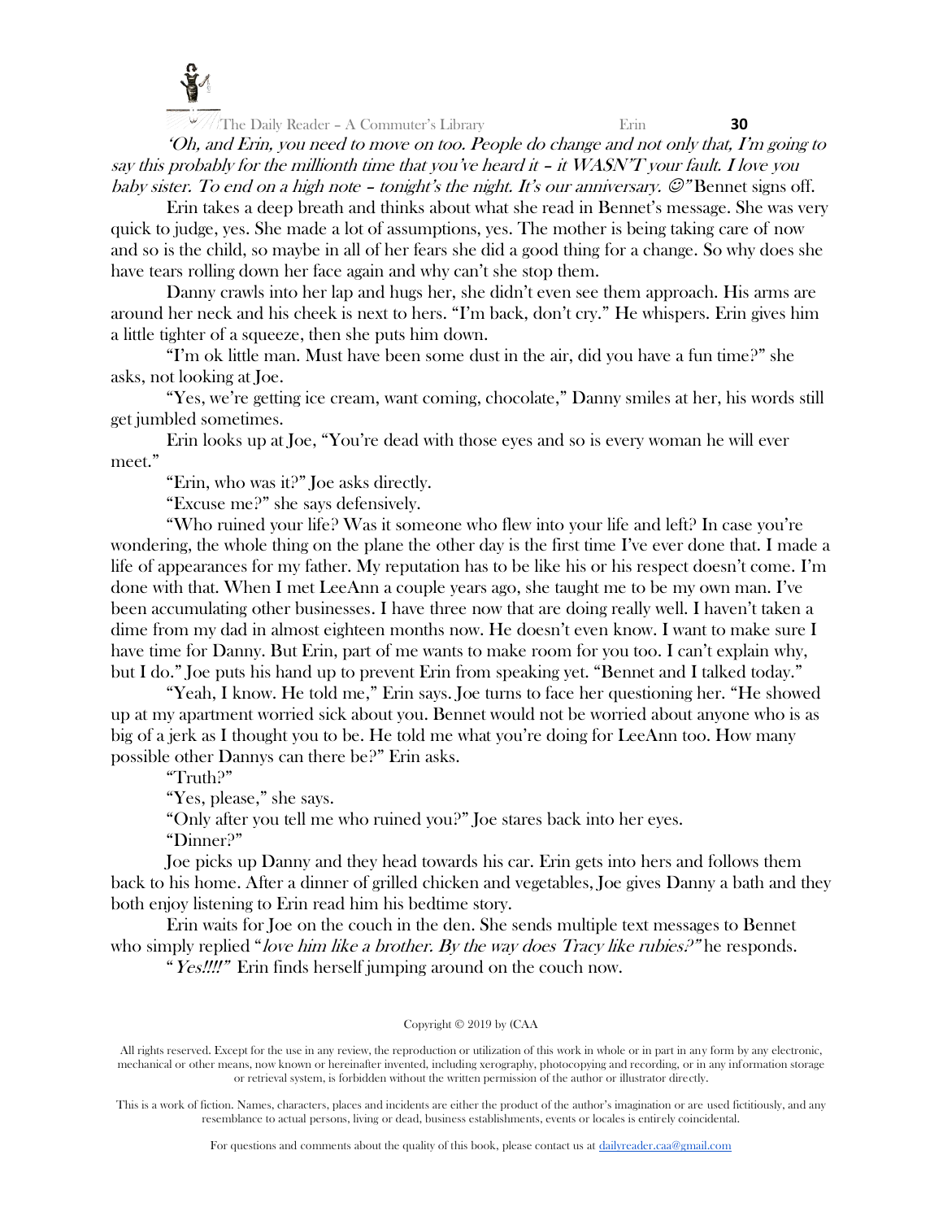*'Oh, and Erin, you need to move on too. People do change and not only that, I'm going to say this probably for the millionth time that you've heard it – it WASN'T your fault. I love you baby sister. To end on a high note – tonight's the night. It's our anniversary. ☺"* Bennet signs off.

Erin takes a deep breath and thinks about what she read in Bennet's message. She was very quick to judge, yes. She made a lot of assumptions, yes. The mother is being taking care of now and so is the child, so maybe in all of her fears she did a good thing for a change. So why does she have tears rolling down her face again and why can't she stop them.

Danny crawls into her lap and hugs her, she didn't even see them approach. His arms are around her neck and his cheek is next to hers. "I'm back, don't cry." He whispers. Erin gives him a little tighter of a squeeze, then she puts him down.

"I'm ok little man. Must have been some dust in the air, did you have a fun time?" she asks, not looking at Joe.

"Yes, we're getting ice cream, want coming, chocolate," Danny smiles at her, his words still get jumbled sometimes.

Erin looks up at Joe, "You're dead with those eyes and so is every woman he will ever meet."

"Erin, who was it?" Joe asks directly.

"Excuse me?" she says defensively.

"Who ruined your life? Was it someone who flew into your life and left? In case you're wondering, the whole thing on the plane the other day is the first time I've ever done that. I made a life of appearances for my father. My reputation has to be like his or his respect doesn't come. I'm done with that. When I met LeeAnn a couple years ago, she taught me to be my own man. I've been accumulating other businesses. I have three now that are doing really well. I haven't taken a dime from my dad in almost eighteen months now. He doesn't even know. I want to make sure I have time for Danny. But Erin, part of me wants to make room for you too. I can't explain why, but I do." Joe puts his hand up to prevent Erin from speaking yet. "Bennet and I talked today."

"Yeah, I know. He told me," Erin says. Joe turns to face her questioning her. "He showed up at my apartment worried sick about you. Bennet would not be worried about anyone who is as big of a jerk as I thought you to be. He told me what you're doing for LeeAnn too. How many possible other Dannys can there be?" Erin asks.

"Truth?"

"Yes, please," she says.

"Only after you tell me who ruined you?" Joe stares back into her eyes.

"Dinner?"

Joe picks up Danny and they head towards his car. Erin gets into hers and follows them back to his home. After a dinner of grilled chicken and vegetables, Joe gives Danny a bath and they both enjoy listening to Erin read him his bedtime story.

Erin waits for Joe on the couch in the den. She sends multiple text messages to Bennet who simply replied "*love him like a brother. By the way does Tracy like rubies?"* he responds.

"*Yes!!!!"* Erin finds herself jumping around on the couch now.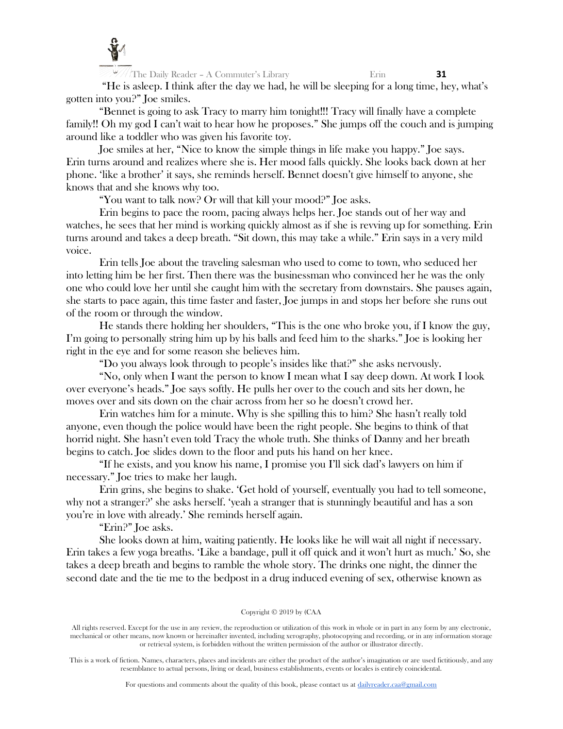"He is asleep. I think after the day we had, he will be sleeping for a long time, hey, what's gotten into you?" Joe smiles.

"Bennet is going to ask Tracy to marry him tonight!!! Tracy will finally have a complete family!! Oh my god I can't wait to hear how he proposes." She jumps off the couch and is jumping around like a toddler who was given his favorite toy.

Joe smiles at her, "Nice to know the simple things in life make you happy." Joe says. Erin turns around and realizes where she is. Her mood falls quickly. She looks back down at her phone. 'like a brother' it says, she reminds herself. Bennet doesn't give himself to anyone, she knows that and she knows why too.

"You want to talk now? Or will that kill your mood?" Joe asks.

Erin begins to pace the room, pacing always helps her. Joe stands out of her way and watches, he sees that her mind is working quickly almost as if she is revving up for something. Erin turns around and takes a deep breath. "Sit down, this may take a while." Erin says in a very mild voice.

Erin tells Joe about the traveling salesman who used to come to town, who seduced her into letting him be her first. Then there was the businessman who convinced her he was the only one who could love her until she caught him with the secretary from downstairs. She pauses again, she starts to pace again, this time faster and faster, Joe jumps in and stops her before she runs out of the room or through the window.

He stands there holding her shoulders, "This is the one who broke you, if I know the guy, I'm going to personally string him up by his balls and feed him to the sharks." Joe is looking her right in the eye and for some reason she believes him.

"Do you always look through to people's insides like that?" she asks nervously.

"No, only when I want the person to know I mean what I say deep down. At work I look over everyone's heads." Joe says softly. He pulls her over to the couch and sits her down, he moves over and sits down on the chair across from her so he doesn't crowd her.

Erin watches him for a minute. Why is she spilling this to him? She hasn't really told anyone, even though the police would have been the right people. She begins to think of that horrid night. She hasn't even told Tracy the whole truth. She thinks of Danny and her breath begins to catch. Joe slides down to the floor and puts his hand on her knee.

"If he exists, and you know his name, I promise you I'll sick dad's lawyers on him if necessary." Joe tries to make her laugh.

Erin grins, she begins to shake. 'Get hold of yourself, eventually you had to tell someone, why not a stranger?' she asks herself. 'yeah a stranger that is stunningly beautiful and has a son you're in love with already.' She reminds herself again.

"Erin?" Joe asks.

She looks down at him, waiting patiently. He looks like he will wait all night if necessary. Erin takes a few yoga breaths. 'Like a bandage, pull it off quick and it won't hurt as much.' So, she takes a deep breath and begins to ramble the whole story. The drinks one night, the dinner the second date and the tie me to the bedpost in a drug induced evening of sex, otherwise known as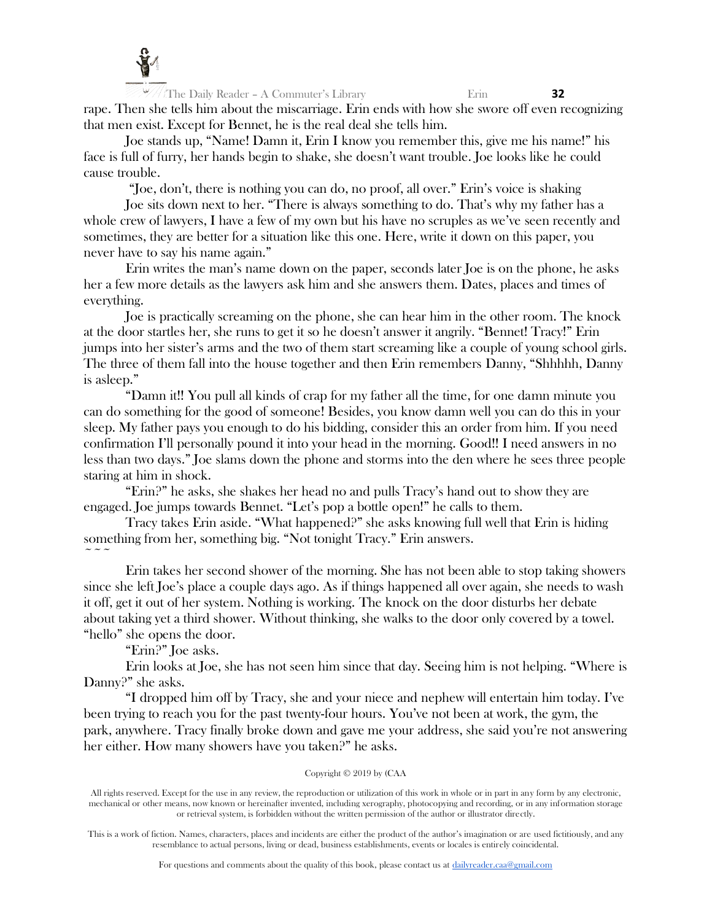rape. Then she tells him about the miscarriage. Erin ends with how she swore off even recognizing that men exist. Except for Bennet, he is the real deal she tells him.

Joe stands up, "Name! Damn it, Erin I know you remember this, give me his name!" his face is full of furry, her hands begin to shake, she doesn't want trouble. Joe looks like he could cause trouble.

"Joe, don't, there is nothing you can do, no proof, all over." Erin's voice is shaking

Joe sits down next to her. "There is always something to do. That's why my father has a whole crew of lawyers, I have a few of my own but his have no scruples as we've seen recently and sometimes, they are better for a situation like this one. Here, write it down on this paper, you never have to say his name again."

Erin writes the man's name down on the paper, seconds later Joe is on the phone, he asks her a few more details as the lawyers ask him and she answers them. Dates, places and times of everything.

Joe is practically screaming on the phone, she can hear him in the other room. The knock at the door startles her, she runs to get it so he doesn't answer it angrily. "Bennet! Tracy!" Erin jumps into her sister's arms and the two of them start screaming like a couple of young school girls. The three of them fall into the house together and then Erin remembers Danny, "Shhhhh, Danny is asleep."

"Damn it!! You pull all kinds of crap for my father all the time, for one damn minute you can do something for the good of someone! Besides, you know damn well you can do this in your sleep. My father pays you enough to do his bidding, consider this an order from him. If you need confirmation I'll personally pound it into your head in the morning. Good!! I need answers in no less than two days." Joe slams down the phone and storms into the den where he sees three people staring at him in shock.

"Erin?" he asks, she shakes her head no and pulls Tracy's hand out to show they are engaged. Joe jumps towards Bennet. "Let's pop a bottle open!" he calls to them.

Tracy takes Erin aside. "What happened?" she asks knowing full well that Erin is hiding something from her, something big. "Not tonight Tracy." Erin answers.

~ ~ ~

Erin takes her second shower of the morning. She has not been able to stop taking showers since she left Joe's place a couple days ago. As if things happened all over again, she needs to wash it off, get it out of her system. Nothing is working. The knock on the door disturbs her debate about taking yet a third shower. Without thinking, she walks to the door only covered by a towel. "hello" she opens the door.

"Erin?" Joe asks.

Erin looks at Joe, she has not seen him since that day. Seeing him is not helping. "Where is Danny?" she asks.

"I dropped him off by Tracy, she and your niece and nephew will entertain him today. I've been trying to reach you for the past twenty-four hours. You've not been at work, the gym, the park, anywhere. Tracy finally broke down and gave me your address, she said you're not answering her either. How many showers have you taken?" he asks.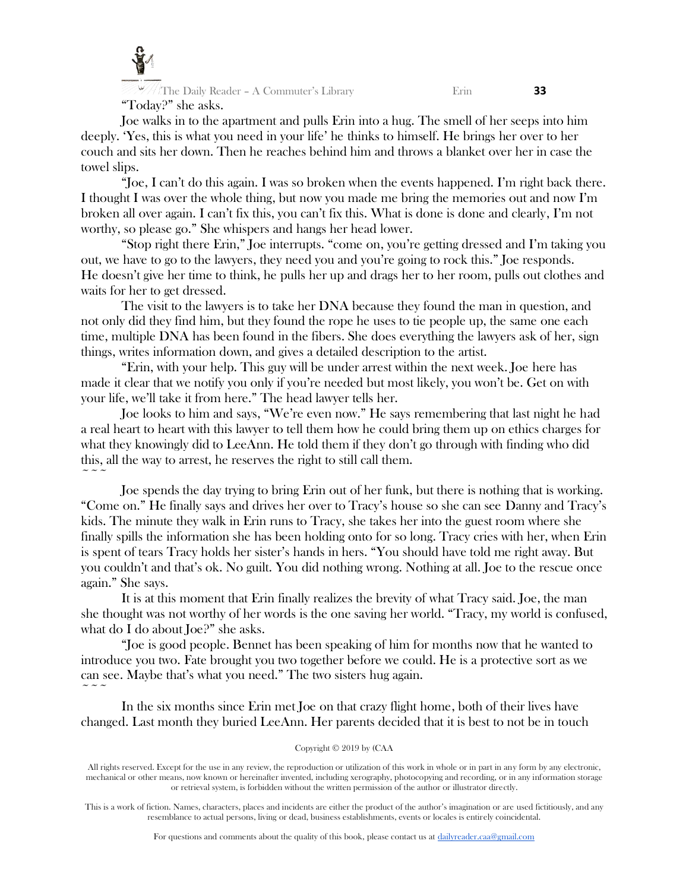"Today?" she asks.

Joe walks in to the apartment and pulls Erin into a hug. The smell of her seeps into him deeply. 'Yes, this is what you need in your life' he thinks to himself. He brings her over to her couch and sits her down. Then he reaches behind him and throws a blanket over her in case the towel slips.

"Joe, I can't do this again. I was so broken when the events happened. I'm right back there. I thought I was over the whole thing, but now you made me bring the memories out and now I'm broken all over again. I can't fix this, you can't fix this. What is done is done and clearly, I'm not worthy, so please go." She whispers and hangs her head lower.

"Stop right there Erin," Joe interrupts. "come on, you're getting dressed and I'm taking you out, we have to go to the lawyers, they need you and you're going to rock this." Joe responds. He doesn't give her time to think, he pulls her up and drags her to her room, pulls out clothes and waits for her to get dressed.

The visit to the lawyers is to take her DNA because they found the man in question, and not only did they find him, but they found the rope he uses to tie people up, the same one each time, multiple DNA has been found in the fibers. She does everything the lawyers ask of her, sign things, writes information down, and gives a detailed description to the artist.

"Erin, with your help. This guy will be under arrest within the next week. Joe here has made it clear that we notify you only if you're needed but most likely, you won't be. Get on with your life, we'll take it from here." The head lawyer tells her.

Joe looks to him and says, "We're even now." He says remembering that last night he had a real heart to heart with this lawyer to tell them how he could bring them up on ethics charges for what they knowingly did to LeeAnn. He told them if they don't go through with finding who did this, all the way to arrest, he reserves the right to still call them.

~ ~ ~

Joe spends the day trying to bring Erin out of her funk, but there is nothing that is working. "Come on." He finally says and drives her over to Tracy's house so she can see Danny and Tracy's kids. The minute they walk in Erin runs to Tracy, she takes her into the guest room where she finally spills the information she has been holding onto for so long. Tracy cries with her, when Erin is spent of tears Tracy holds her sister's hands in hers. "You should have told me right away. But you couldn't and that's ok. No guilt. You did nothing wrong. Nothing at all. Joe to the rescue once again." She says.

It is at this moment that Erin finally realizes the brevity of what Tracy said. Joe, the man she thought was not worthy of her words is the one saving her world. "Tracy, my world is confused, what do I do about Joe?" she asks.

"Joe is good people. Bennet has been speaking of him for months now that he wanted to introduce you two. Fate brought you two together before we could. He is a protective sort as we can see. Maybe that's what you need." The two sisters hug again.

~ ~ ~

In the six months since Erin met Joe on that crazy flight home, both of their lives have changed. Last month they buried LeeAnn. Her parents decided that it is best to not be in touch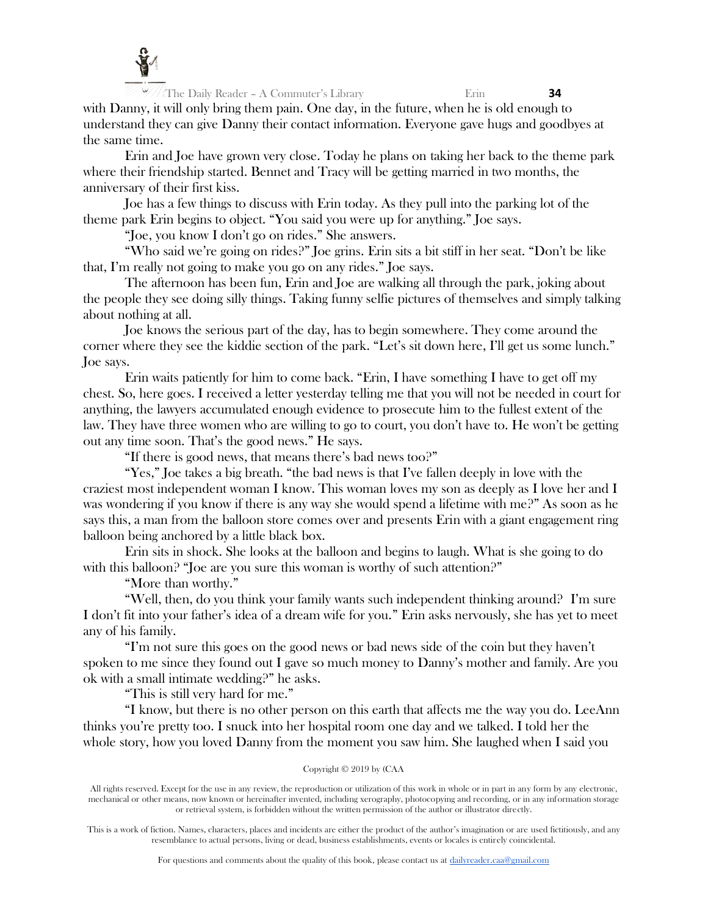with Danny, it will only bring them pain. One day, in the future, when he is old enough to understand they can give Danny their contact information. Everyone gave hugs and goodbyes at the same time.

Erin and Joe have grown very close. Today he plans on taking her back to the theme park where their friendship started. Bennet and Tracy will be getting married in two months, the anniversary of their first kiss.

Joe has a few things to discuss with Erin today. As they pull into the parking lot of the theme park Erin begins to object. "You said you were up for anything." Joe says.

"Joe, you know I don't go on rides." She answers.

"Who said we're going on rides?" Joe grins. Erin sits a bit stiff in her seat. "Don't be like that, I'm really not going to make you go on any rides." Joe says.

The afternoon has been fun, Erin and Joe are walking all through the park, joking about the people they see doing silly things. Taking funny selfie pictures of themselves and simply talking about nothing at all.

Joe knows the serious part of the day, has to begin somewhere. They come around the corner where they see the kiddie section of the park. "Let's sit down here, I'll get us some lunch." Joe says.

Erin waits patiently for him to come back. "Erin, I have something I have to get off my chest. So, here goes. I received a letter yesterday telling me that you will not be needed in court for anything, the lawyers accumulated enough evidence to prosecute him to the fullest extent of the law. They have three women who are willing to go to court, you don't have to. He won't be getting out any time soon. That's the good news." He says.

"If there is good news, that means there's bad news too?"

"Yes," Joe takes a big breath. "the bad news is that I've fallen deeply in love with the craziest most independent woman I know. This woman loves my son as deeply as I love her and I was wondering if you know if there is any way she would spend a lifetime with me?" As soon as he says this, a man from the balloon store comes over and presents Erin with a giant engagement ring balloon being anchored by a little black box.

Erin sits in shock. She looks at the balloon and begins to laugh. What is she going to do with this balloon? "Joe are you sure this woman is worthy of such attention?"

"More than worthy."

"Well, then, do you think your family wants such independent thinking around? I'm sure I don't fit into your father's idea of a dream wife for you." Erin asks nervously, she has yet to meet any of his family.

"I'm not sure this goes on the good news or bad news side of the coin but they haven't spoken to me since they found out I gave so much money to Danny's mother and family. Are you ok with a small intimate wedding?" he asks.

"This is still very hard for me."

"I know, but there is no other person on this earth that affects me the way you do. LeeAnn thinks you're pretty too. I snuck into her hospital room one day and we talked. I told her the whole story, how you loved Danny from the moment you saw him. She laughed when I said you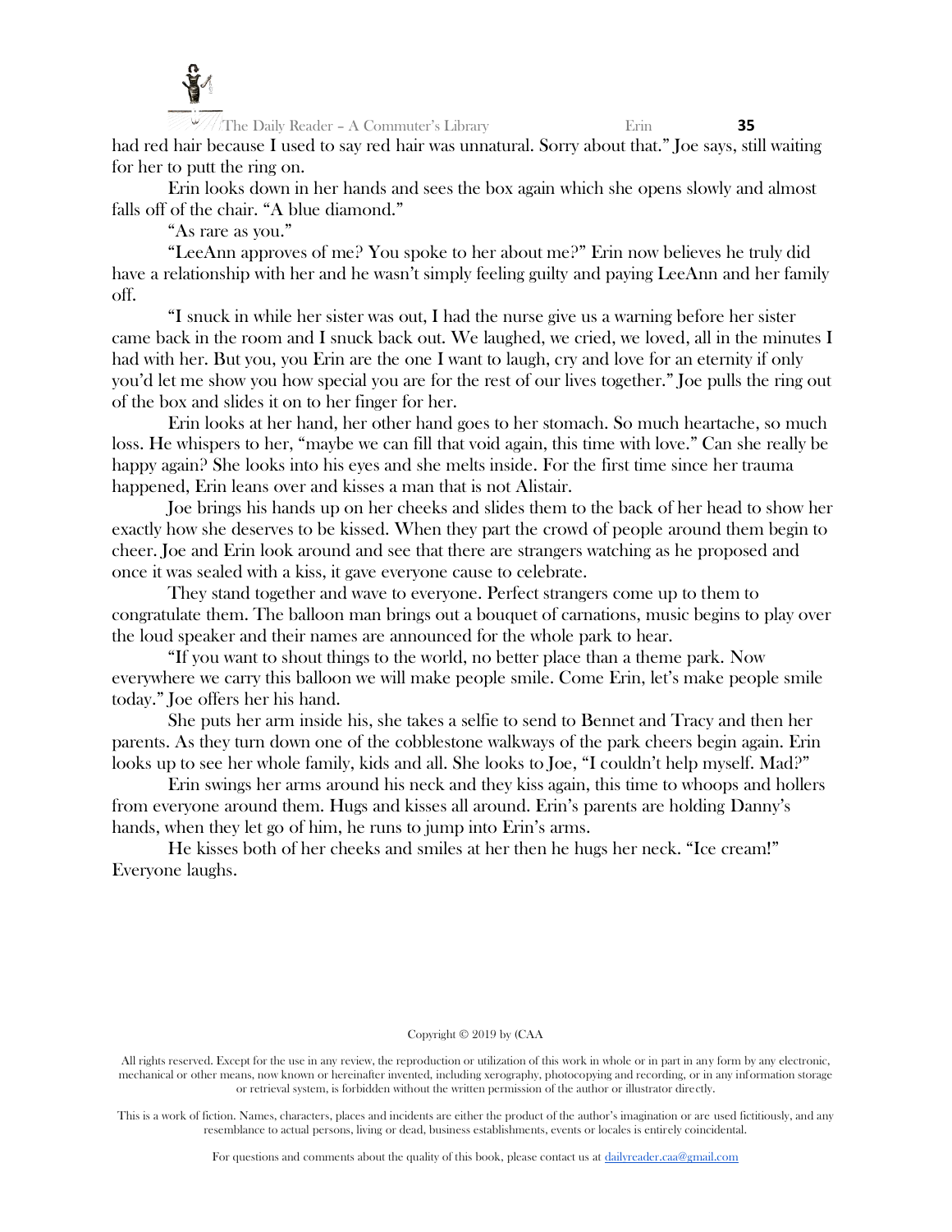had red hair because I used to say red hair was unnatural. Sorry about that." Joe says, still waiting for her to putt the ring on.

Erin looks down in her hands and sees the box again which she opens slowly and almost falls off of the chair. "A blue diamond."

"As rare as you."

"LeeAnn approves of me? You spoke to her about me?" Erin now believes he truly did have a relationship with her and he wasn't simply feeling guilty and paying LeeAnn and her family off.

"I snuck in while her sister was out, I had the nurse give us a warning before her sister came back in the room and I snuck back out. We laughed, we cried, we loved, all in the minutes I had with her. But you, you Erin are the one I want to laugh, cry and love for an eternity if only you'd let me show you how special you are for the rest of our lives together." Joe pulls the ring out of the box and slides it on to her finger for her.

Erin looks at her hand, her other hand goes to her stomach. So much heartache, so much loss. He whispers to her, "maybe we can fill that void again, this time with love." Can she really be happy again? She looks into his eyes and she melts inside. For the first time since her trauma happened, Erin leans over and kisses a man that is not Alistair.

Joe brings his hands up on her cheeks and slides them to the back of her head to show her exactly how she deserves to be kissed. When they part the crowd of people around them begin to cheer. Joe and Erin look around and see that there are strangers watching as he proposed and once it was sealed with a kiss, it gave everyone cause to celebrate.

They stand together and wave to everyone. Perfect strangers come up to them to congratulate them. The balloon man brings out a bouquet of carnations, music begins to play over the loud speaker and their names are announced for the whole park to hear.

"If you want to shout things to the world, no better place than a theme park. Now everywhere we carry this balloon we will make people smile. Come Erin, let's make people smile today." Joe offers her his hand.

She puts her arm inside his, she takes a selfie to send to Bennet and Tracy and then her parents. As they turn down one of the cobblestone walkways of the park cheers begin again. Erin looks up to see her whole family, kids and all. She looks to Joe, "I couldn't help myself. Mad?"

Erin swings her arms around his neck and they kiss again, this time to whoops and hollers from everyone around them. Hugs and kisses all around. Erin's parents are holding Danny's hands, when they let go of him, he runs to jump into Erin's arms.

He kisses both of her cheeks and smiles at her then he hugs her neck. "Ice cream!" Everyone laughs.

Copyright © 2019 by (CAA

All rights reserved. Except for the use in any review, the reproduction or utilization of this work in whole or in part in any form by any electronic, mechanical or other means, now known or hereinafter invented, including xerography, photocopying and recording, or in any information storage or retrieval system, is forbidden without the written permission of the author or illustrator directly.

This is a work of fiction. Names, characters, places and incidents are either the product of the author's imagination or are used fictitiously, and any resemblance to actual persons, living or dead, business establishments, events or locales is entirely coincidental.

For questions and comments about the quality of this book, please contact us at dailyreader.caa@gmail.com